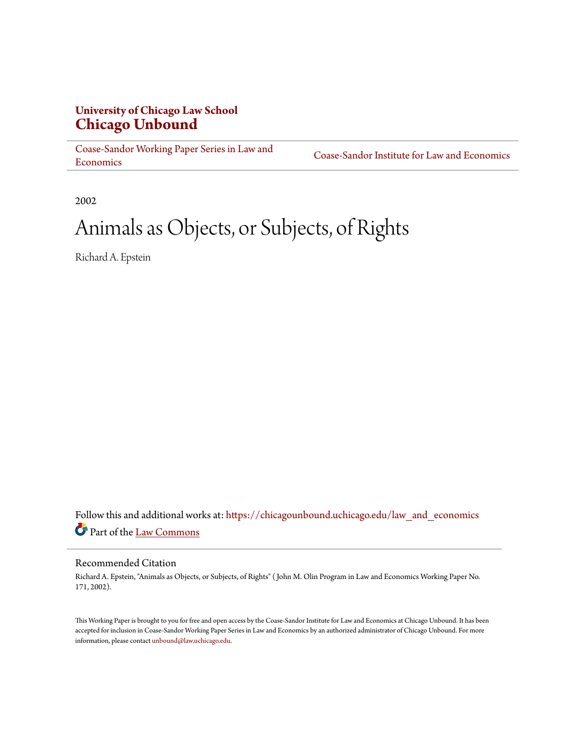**University of Chicago Law School**
**Chicago Unbound**

Coase-Sandor Working Paper Series in Law and Economics | Coase-Sandor Institute for Law and Economics

2002

# Animals as Objects, or Subjects, of Rights

Richard A. Epstein

Follow this and additional works at: https://chicagounbound.uchicago.edu/law_and_economics

Part of the Law Commons

## Recommended Citation

Richard A. Epstein, "Animals as Objects, or Subjects, of Rights" ( John M. Olin Program in Law and Economics Working Paper No. 171, 2002).

This Working Paper is brought to you for free and open access by the Coase-Sandor Institute for Law and Economics at Chicago Unbound. It has been accepted for inclusion in Coase-Sandor Working Paper Series in Law and Economics by an authorized administrator of Chicago Unbound. For more information, please contact unbound@law.uchicago.edu.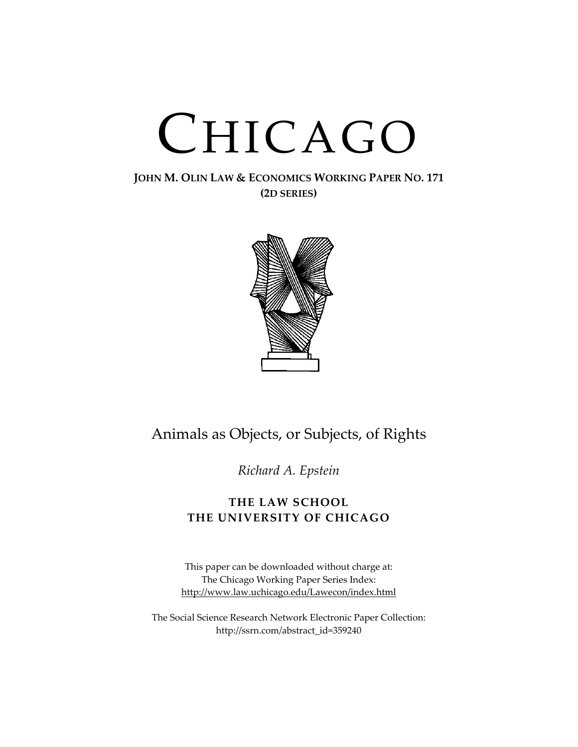# CHICAGO

**JOHN M. OLIN LAW & ECONOMICS WORKING PAPER NO. 171**
**(2D SERIES)**

Animals as Objects, or Subjects, of Rights

*Richard A. Epstein*

**THE LAW SCHOOL**
**THE UNIVERSITY OF CHICAGO**

This paper can be downloaded without charge at:
The Chicago Working Paper Series Index:
http://www.law.uchicago.edu/Lawecon/index.html

The Social Science Research Network Electronic Paper Collection:
http://ssrn.com/abstract_id=359240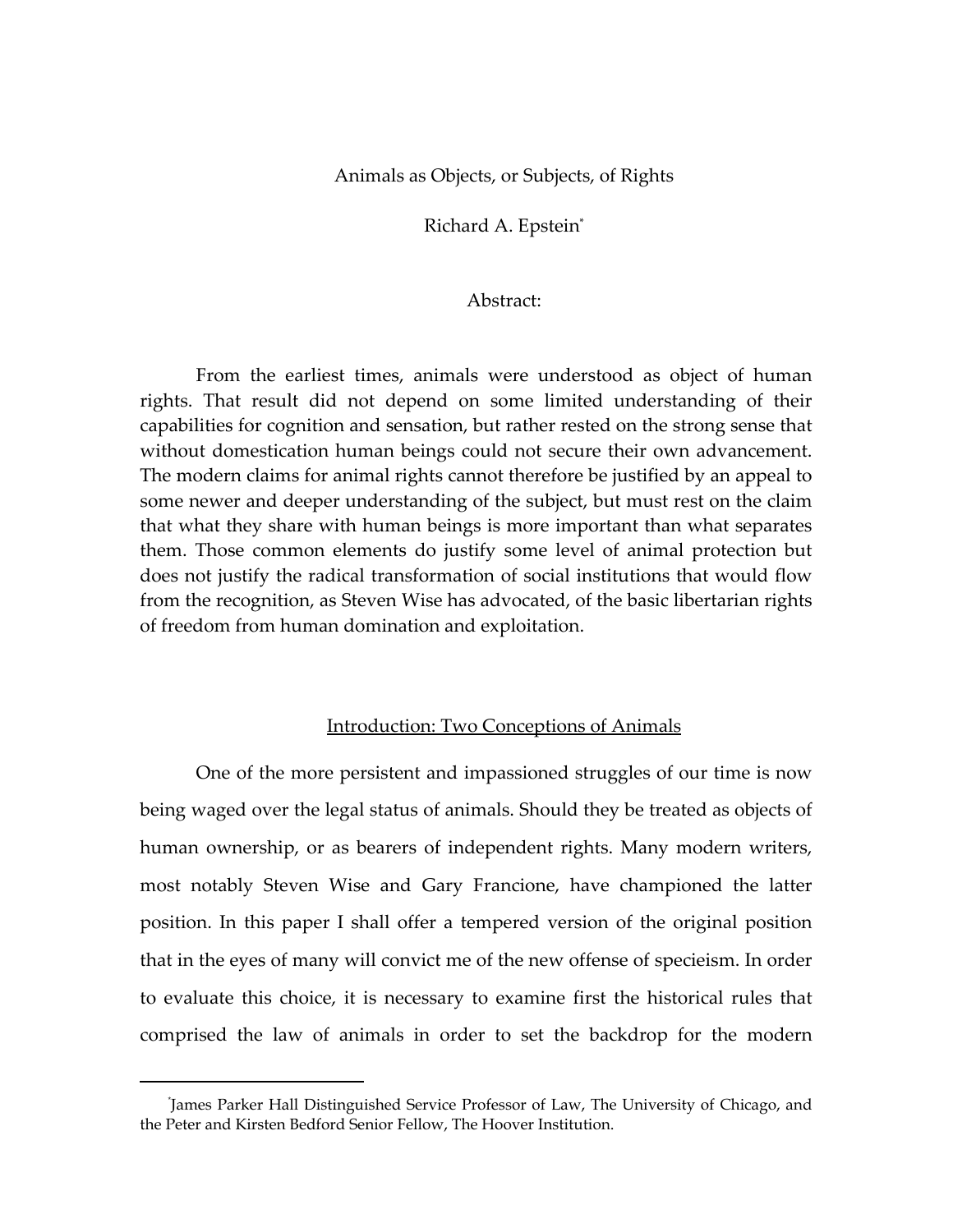# Animals as Objects, or Subjects, of Rights

Richard A. Epstein[*]

Abstract:

From the earliest times, animals were understood as object of human rights. That result did not depend on some limited understanding of their capabilities for cognition and sensation, but rather rested on the strong sense that without domestication human beings could not secure their own advancement. The modern claims for animal rights cannot therefore be justified by an appeal to some newer and deeper understanding of the subject, but must rest on the claim that what they share with human beings is more important than what separates them. Those common elements do justify some level of animal protection but does not justify the radical transformation of social institutions that would flow from the recognition, as Steven Wise has advocated, of the basic libertarian rights of freedom from human domination and exploitation.

## Introduction: Two Conceptions of Animals

One of the more persistent and impassioned struggles of our time is now being waged over the legal status of animals. Should they be treated as objects of human ownership, or as bearers of independent rights. Many modern writers, most notably Steven Wise and Gary Francione, have championed the latter position. In this paper I shall offer a tempered version of the original position that in the eyes of many will convict me of the new offense of specieism. In order to evaluate this choice, it is necessary to examine first the historical rules that comprised the law of animals in order to set the backdrop for the modern

[*] James Parker Hall Distinguished Service Professor of Law, The University of Chicago, and the Peter and Kirsten Bedford Senior Fellow, The Hoover Institution.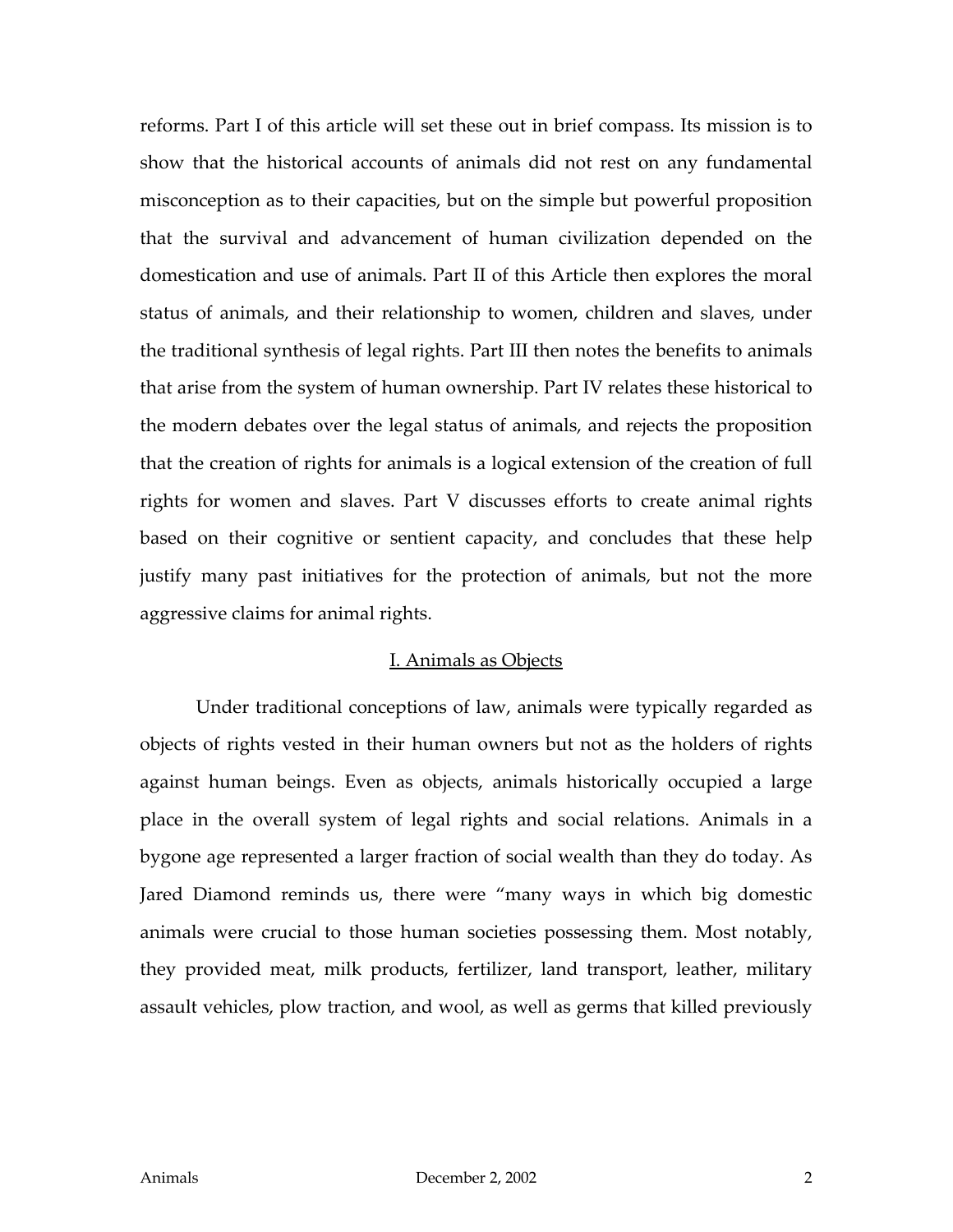reforms. Part I of this article will set these out in brief compass. Its mission is to show that the historical accounts of animals did not rest on any fundamental misconception as to their capacities, but on the simple but powerful proposition that the survival and advancement of human civilization depended on the domestication and use of animals. Part II of this Article then explores the moral status of animals, and their relationship to women, children and slaves, under the traditional synthesis of legal rights. Part III then notes the benefits to animals that arise from the system of human ownership. Part IV relates these historical to the modern debates over the legal status of animals, and rejects the proposition that the creation of rights for animals is a logical extension of the creation of full rights for women and slaves. Part V discusses efforts to create animal rights based on their cognitive or sentient capacity, and concludes that these help justify many past initiatives for the protection of animals, but not the more aggressive claims for animal rights.

## I. Animals as Objects

Under traditional conceptions of law, animals were typically regarded as objects of rights vested in their human owners but not as the holders of rights against human beings. Even as objects, animals historically occupied a large place in the overall system of legal rights and social relations. Animals in a bygone age represented a larger fraction of social wealth than they do today. As Jared Diamond reminds us, there were "many ways in which big domestic animals were crucial to those human societies possessing them. Most notably, they provided meat, milk products, fertilizer, land transport, leather, military assault vehicles, plow traction, and wool, as well as germs that killed previously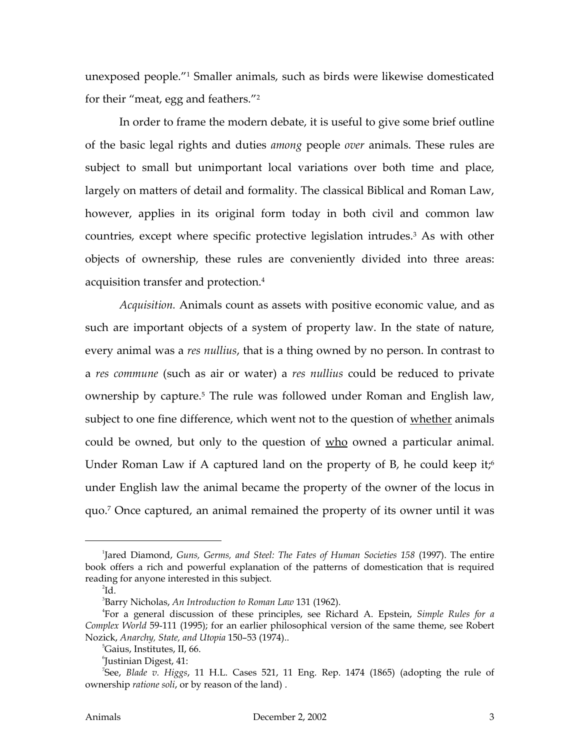unexposed people."[1] Smaller animals, such as birds were likewise domesticated for their "meat, egg and feathers."[2]

In order to frame the modern debate, it is useful to give some brief outline of the basic legal rights and duties *among* people *over* animals. These rules are subject to small but unimportant local variations over both time and place, largely on matters of detail and formality. The classical Biblical and Roman Law, however, applies in its original form today in both civil and common law countries, except where specific protective legislation intrudes.[3] As with other objects of ownership, these rules are conveniently divided into three areas: acquisition transfer and protection.[4]

*Acquisition.* Animals count as assets with positive economic value, and as such are important objects of a system of property law. In the state of nature, every animal was a *res nullius*, that is a thing owned by no person. In contrast to a *res commune* (such as air or water) a *res nullius* could be reduced to private ownership by capture.[5] The rule was followed under Roman and English law, subject to one fine difference, which went not to the question of <u>whether</u> animals could be owned, but only to the question of <u>who</u> owned a particular animal. Under Roman Law if A captured land on the property of B, he could keep it;[6] under English law the animal became the property of the owner of the locus in quo.[7] Once captured, an animal remained the property of its owner until it was

---

[1] Jared Diamond, *Guns, Germs, and Steel: The Fates of Human Societies 158* (1997). The entire book offers a rich and powerful explanation of the patterns of domestication that is required reading for anyone interested in this subject.

[2] Id.

[3] Barry Nicholas, *An Introduction to Roman Law* 131 (1962).

[4] For a general discussion of these principles, see Richard A. Epstein, *Simple Rules for a Complex World* 59-111 (1995); for an earlier philosophical version of the same theme, see Robert Nozick, *Anarchy, State, and Utopia* 150–53 (1974)..

[5] Gaius, Institutes, II, 66.

[6] Justinian Digest, 41:

[7] See, *Blade v. Higgs*, 11 H.L. Cases 521, 11 Eng. Rep. 1474 (1865) (adopting the rule of ownership *ratione soli*, or by reason of the land) .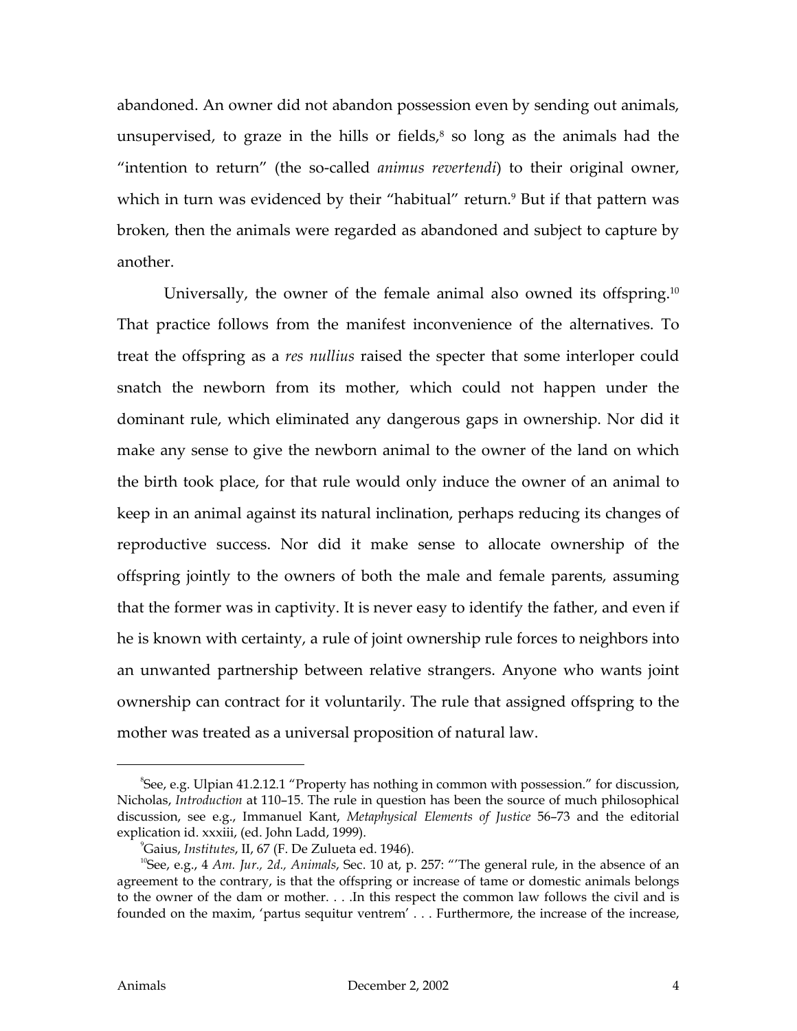abandoned. An owner did not abandon possession even by sending out animals, unsupervised, to graze in the hills or fields,[8] so long as the animals had the "intention to return" (the so-called *animus revertendi*) to their original owner, which in turn was evidenced by their "habitual" return.[9] But if that pattern was broken, then the animals were regarded as abandoned and subject to capture by another.

Universally, the owner of the female animal also owned its offspring.[10] That practice follows from the manifest inconvenience of the alternatives. To treat the offspring as a *res nullius* raised the specter that some interloper could snatch the newborn from its mother, which could not happen under the dominant rule, which eliminated any dangerous gaps in ownership. Nor did it make any sense to give the newborn animal to the owner of the land on which the birth took place, for that rule would only induce the owner of an animal to keep in an animal against its natural inclination, perhaps reducing its changes of reproductive success. Nor did it make sense to allocate ownership of the offspring jointly to the owners of both the male and female parents, assuming that the former was in captivity. It is never easy to identify the father, and even if he is known with certainty, a rule of joint ownership rule forces to neighbors into an unwanted partnership between relative strangers. Anyone who wants joint ownership can contract for it voluntarily. The rule that assigned offspring to the mother was treated as a universal proposition of natural law.

---

[8] See, e.g. Ulpian 41.2.12.1 "Property has nothing in common with possession." for discussion, Nicholas, *Introduction* at 110–15. The rule in question has been the source of much philosophical discussion, see e.g., Immanuel Kant, *Metaphysical Elements of Justice* 56–73 and the editorial explication id. xxxiii, (ed. John Ladd, 1999).

[9] Gaius, *Institutes*, II, 67 (F. De Zulueta ed. 1946).

[10] See, e.g., 4 *Am. Jur., 2d., Animals*, Sec. 10 at, p. 257: "'The general rule, in the absence of an agreement to the contrary, is that the offspring or increase of tame or domestic animals belongs to the owner of the dam or mother. . . .In this respect the common law follows the civil and is founded on the maxim, 'partus sequitur ventrem' . . . Furthermore, the increase of the increase,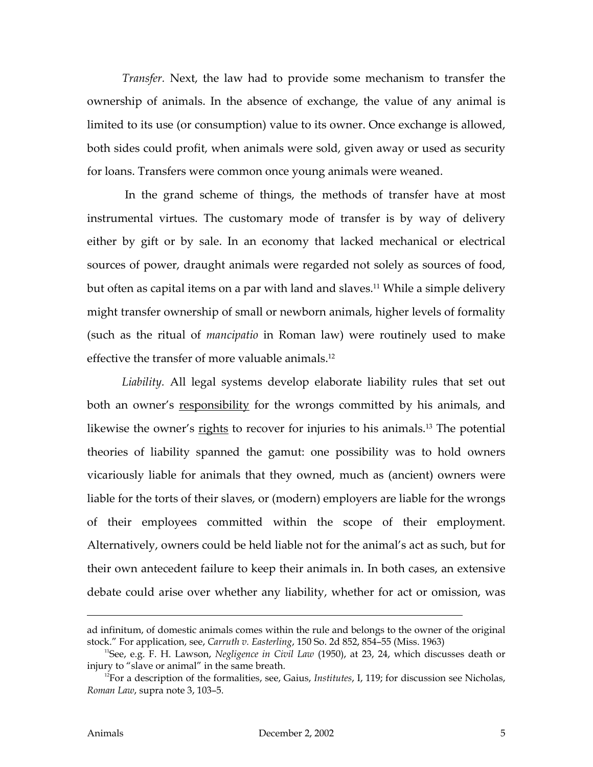*Transfer*. Next, the law had to provide some mechanism to transfer the ownership of animals. In the absence of exchange, the value of any animal is limited to its use (or consumption) value to its owner. Once exchange is allowed, both sides could profit, when animals were sold, given away or used as security for loans. Transfers were common once young animals were weaned.

In the grand scheme of things, the methods of transfer have at most instrumental virtues. The customary mode of transfer is by way of delivery either by gift or by sale. In an economy that lacked mechanical or electrical sources of power, draught animals were regarded not solely as sources of food, but often as capital items on a par with land and slaves.[11] While a simple delivery might transfer ownership of small or newborn animals, higher levels of formality (such as the ritual of *mancipatio* in Roman law) were routinely used to make effective the transfer of more valuable animals.[12]

*Liability*. All legal systems develop elaborate liability rules that set out both an owner's <u>responsibility</u> for the wrongs committed by his animals, and likewise the owner's <u>rights</u> to recover for injuries to his animals.[13] The potential theories of liability spanned the gamut: one possibility was to hold owners vicariously liable for animals that they owned, much as (ancient) owners were liable for the torts of their slaves, or (modern) employers are liable for the wrongs of their employees committed within the scope of their employment. Alternatively, owners could be held liable not for the animal's act as such, but for their own antecedent failure to keep their animals in. In both cases, an extensive debate could arise over whether any liability, whether for act or omission, was

---

ad infinitum, of domestic animals comes within the rule and belongs to the owner of the original stock." For application, see, *Carruth v. Easterling*, 150 So. 2d 852, 854–55 (Miss. 1963)

[11] See, e.g. F. H. Lawson, *Negligence in Civil Law* (1950), at 23, 24, which discusses death or injury to "slave or animal" in the same breath.

[12] For a description of the formalities, see, Gaius, *Institutes*, I, 119; for discussion see Nicholas, *Roman Law*, supra note 3, 103–5.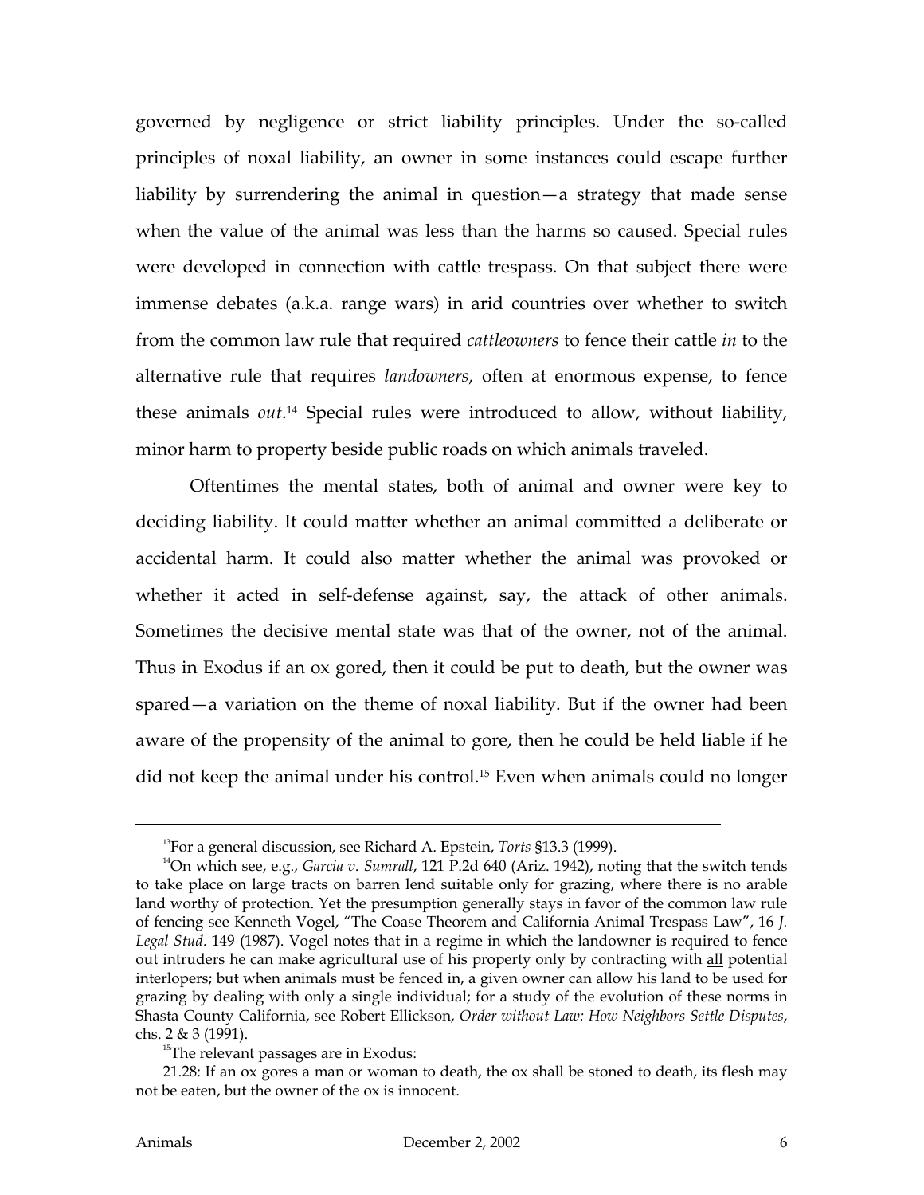governed by negligence or strict liability principles. Under the so-called principles of noxal liability, an owner in some instances could escape further liability by surrendering the animal in question—a strategy that made sense when the value of the animal was less than the harms so caused. Special rules were developed in connection with cattle trespass. On that subject there were immense debates (a.k.a. range wars) in arid countries over whether to switch from the common law rule that required *cattleowners* to fence their cattle *in* to the alternative rule that requires *landowners*, often at enormous expense, to fence these animals *out*.[14] Special rules were introduced to allow, without liability, minor harm to property beside public roads on which animals traveled.

Oftentimes the mental states, both of animal and owner were key to deciding liability. It could matter whether an animal committed a deliberate or accidental harm. It could also matter whether the animal was provoked or whether it acted in self-defense against, say, the attack of other animals. Sometimes the decisive mental state was that of the owner, not of the animal. Thus in Exodus if an ox gored, then it could be put to death, but the owner was spared—a variation on the theme of noxal liability. But if the owner had been aware of the propensity of the animal to gore, then he could be held liable if he did not keep the animal under his control.[15] Even when animals could no longer

---

[13] For a general discussion, see Richard A. Epstein, *Torts* §13.3 (1999).

[14] On which see, e.g., *Garcia v. Sumrall*, 121 P.2d 640 (Ariz. 1942), noting that the switch tends to take place on large tracts on barren lend suitable only for grazing, where there is no arable land worthy of protection. Yet the presumption generally stays in favor of the common law rule of fencing see Kenneth Vogel, "The Coase Theorem and California Animal Trespass Law", 16 *J. Legal Stud*. 149 (1987). Vogel notes that in a regime in which the landowner is required to fence out intruders he can make agricultural use of his property only by contracting with <u>all</u> potential interlopers; but when animals must be fenced in, a given owner can allow his land to be used for grazing by dealing with only a single individual; for a study of the evolution of these norms in Shasta County California, see Robert Ellickson, *Order without Law: How Neighbors Settle Disputes*, chs. 2 & 3 (1991).

[15] The relevant passages are in Exodus:

21.28: If an ox gores a man or woman to death, the ox shall be stoned to death, its flesh may not be eaten, but the owner of the ox is innocent.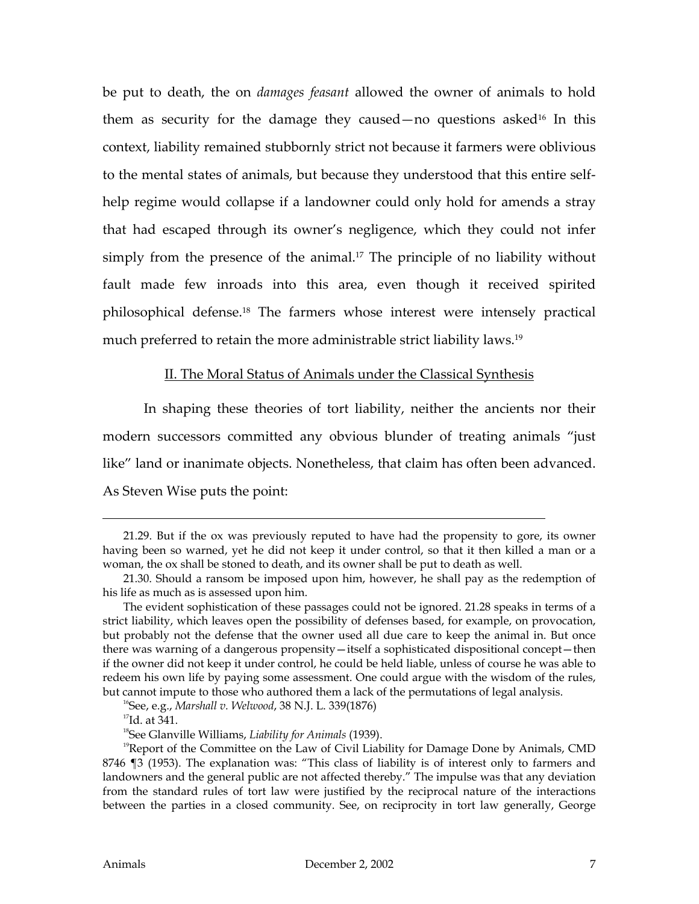be put to death, the on *damages feasant* allowed the owner of animals to hold them as security for the damage they caused—no questions asked[16] In this context, liability remained stubbornly strict not because it farmers were oblivious to the mental states of animals, but because they understood that this entire self-help regime would collapse if a landowner could only hold for amends a stray that had escaped through its owner's negligence, which they could not infer simply from the presence of the animal.[17] The principle of no liability without fault made few inroads into this area, even though it received spirited philosophical defense.[18] The farmers whose interest were intensely practical much preferred to retain the more administrable strict liability laws.[19]

## II. The Moral Status of Animals under the Classical Synthesis

In shaping these theories of tort liability, neither the ancients nor their modern successors committed any obvious blunder of treating animals "just like" land or inanimate objects. Nonetheless, that claim has often been advanced. As Steven Wise puts the point:

---

21.29. But if the ox was previously reputed to have had the propensity to gore, its owner having been so warned, yet he did not keep it under control, so that it then killed a man or a woman, the ox shall be stoned to death, and its owner shall be put to death as well.

21.30. Should a ransom be imposed upon him, however, he shall pay as the redemption of his life as much as is assessed upon him.

The evident sophistication of these passages could not be ignored. 21.28 speaks in terms of a strict liability, which leaves open the possibility of defenses based, for example, on provocation, but probably not the defense that the owner used all due care to keep the animal in. But once there was warning of a dangerous propensity—itself a sophisticated dispositional concept—then if the owner did not keep it under control, he could be held liable, unless of course he was able to redeem his own life by paying some assessment. One could argue with the wisdom of the rules, but cannot impute to those who authored them a lack of the permutations of legal analysis.

[16] See, e.g., *Marshall v. Welwood*, 38 N.J. L. 339(1876)

[17] Id. at 341.

[18] See Glanville Williams, *Liability for Animals* (1939).

[19] Report of the Committee on the Law of Civil Liability for Damage Done by Animals, CMD 8746 ¶3 (1953). The explanation was: "This class of liability is of interest only to farmers and landowners and the general public are not affected thereby." The impulse was that any deviation from the standard rules of tort law were justified by the reciprocal nature of the interactions between the parties in a closed community. See, on reciprocity in tort law generally, George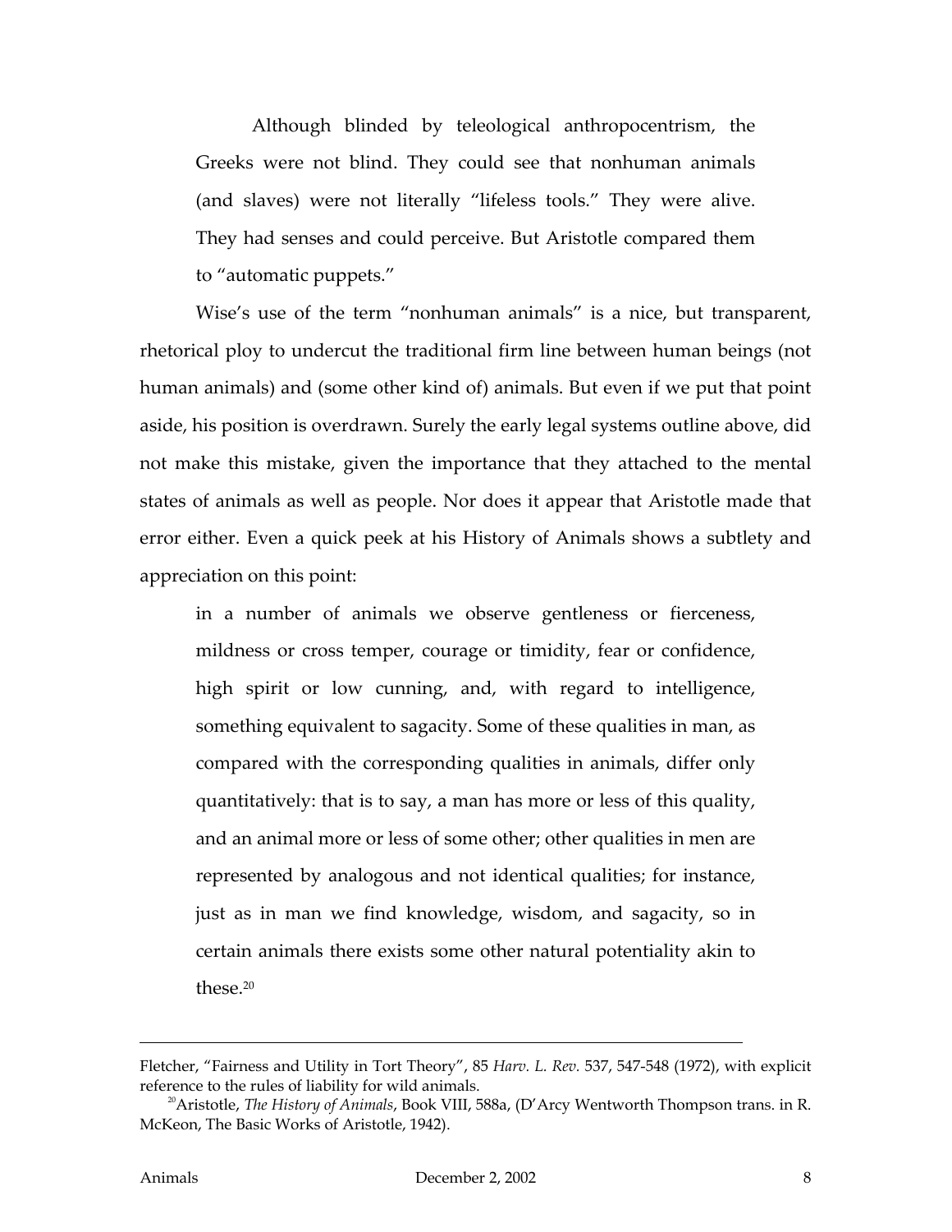> Although blinded by teleological anthropocentrism, the Greeks were not blind. They could see that nonhuman animals (and slaves) were not literally "lifeless tools." They were alive. They had senses and could perceive. But Aristotle compared them to "automatic puppets."

Wise's use of the term "nonhuman animals" is a nice, but transparent, rhetorical ploy to undercut the traditional firm line between human beings (not human animals) and (some other kind of) animals. But even if we put that point aside, his position is overdrawn. Surely the early legal systems outline above, did not make this mistake, given the importance that they attached to the mental states of animals as well as people. Nor does it appear that Aristotle made that error either. Even a quick peek at his History of Animals shows a subtlety and appreciation on this point:

> in a number of animals we observe gentleness or fierceness, mildness or cross temper, courage or timidity, fear or confidence, high spirit or low cunning, and, with regard to intelligence, something equivalent to sagacity. Some of these qualities in man, as compared with the corresponding qualities in animals, differ only quantitatively: that is to say, a man has more or less of this quality, and an animal more or less of some other; other qualities in men are represented by analogous and not identical qualities; for instance, just as in man we find knowledge, wisdom, and sagacity, so in certain animals there exists some other natural potentiality akin to these.[20]

---

Fletcher, "Fairness and Utility in Tort Theory", 85 *Harv. L. Rev.* 537, 547-548 (1972), with explicit reference to the rules of liability for wild animals.

[20] Aristotle, *The History of Animals*, Book VIII, 588a, (D'Arcy Wentworth Thompson trans. in R. McKeon, The Basic Works of Aristotle, 1942).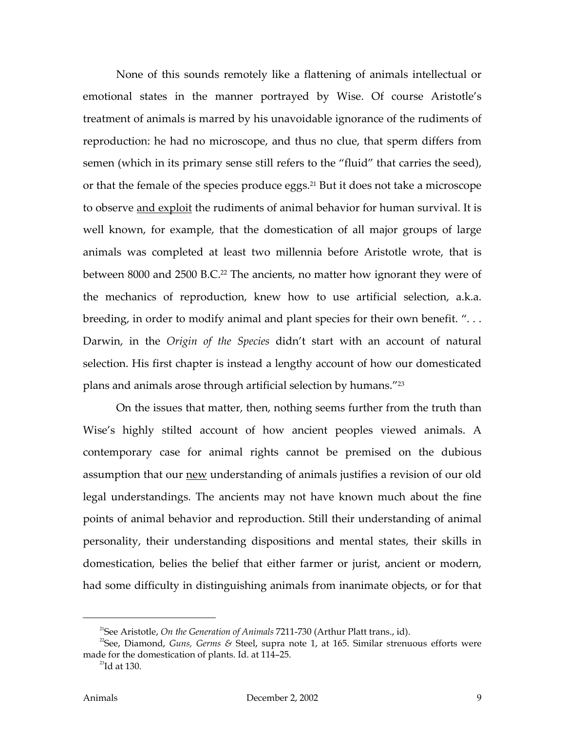None of this sounds remotely like a flattening of animals intellectual or emotional states in the manner portrayed by Wise. Of course Aristotle's treatment of animals is marred by his unavoidable ignorance of the rudiments of reproduction: he had no microscope, and thus no clue, that sperm differs from semen (which in its primary sense still refers to the "fluid" that carries the seed), or that the female of the species produce eggs.[21] But it does not take a microscope to observe <u>and exploit</u> the rudiments of animal behavior for human survival. It is well known, for example, that the domestication of all major groups of large animals was completed at least two millennia before Aristotle wrote, that is between 8000 and 2500 B.C.[22] The ancients, no matter how ignorant they were of the mechanics of reproduction, knew how to use artificial selection, a.k.a. breeding, in order to modify animal and plant species for their own benefit. ". . . Darwin, in the *Origin of the Species* didn't start with an account of natural selection. His first chapter is instead a lengthy account of how our domesticated plans and animals arose through artificial selection by humans."[23]

On the issues that matter, then, nothing seems further from the truth than Wise's highly stilted account of how ancient peoples viewed animals. A contemporary case for animal rights cannot be premised on the dubious assumption that our <u>new</u> understanding of animals justifies a revision of our old legal understandings. The ancients may not have known much about the fine points of animal behavior and reproduction. Still their understanding of animal personality, their understanding dispositions and mental states, their skills in domestication, belies the belief that either farmer or jurist, ancient or modern, had some difficulty in distinguishing animals from inanimate objects, or for that

---

[21] See Aristotle, *On the Generation of Animals* 7211-730 (Arthur Platt trans., id).

[22] See, Diamond, *Guns, Germs &* Steel, supra note 1, at 165. Similar strenuous efforts were made for the domestication of plants. Id. at 114–25.

[23] Id at 130.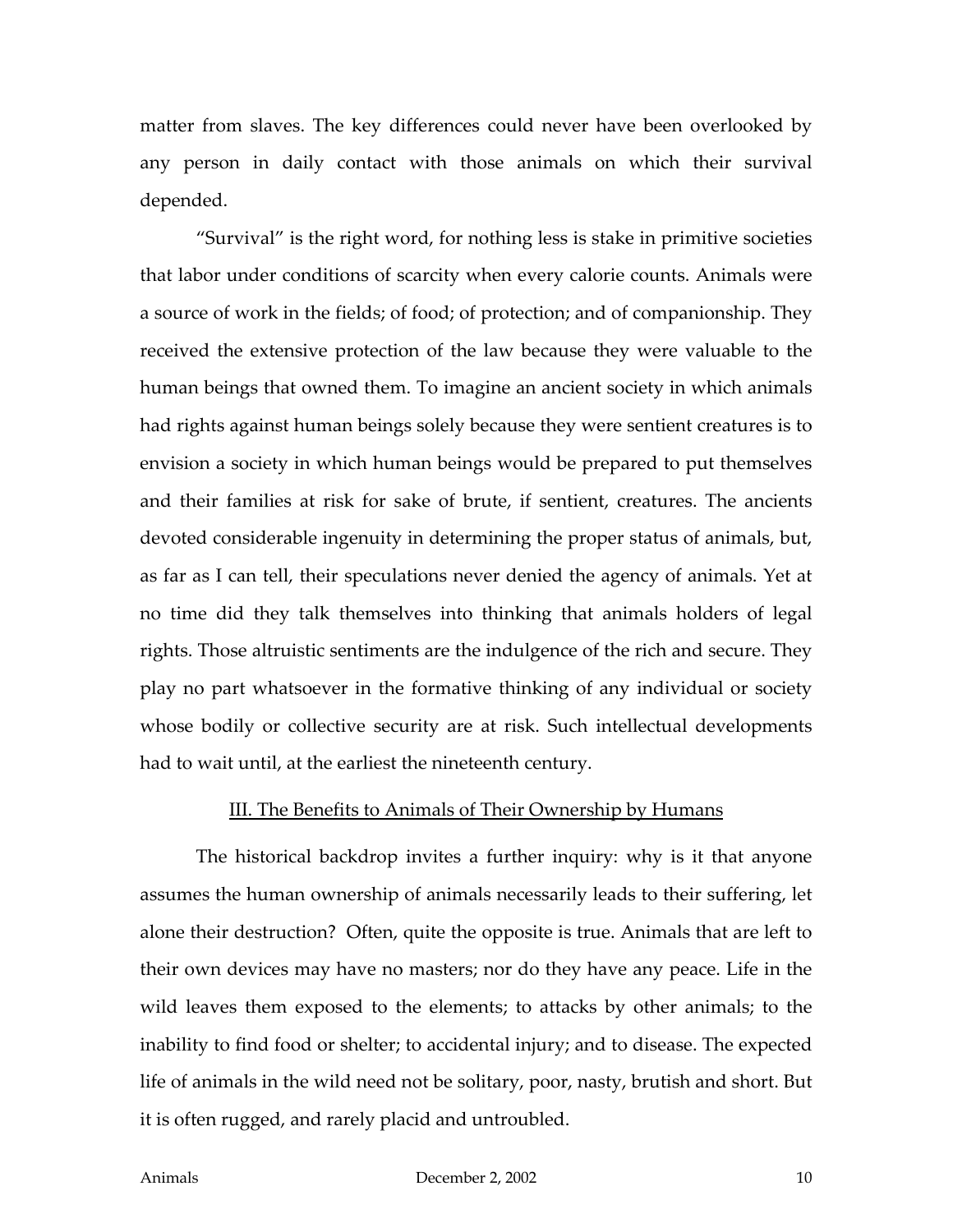matter from slaves. The key differences could never have been overlooked by any person in daily contact with those animals on which their survival depended.

"Survival" is the right word, for nothing less is stake in primitive societies that labor under conditions of scarcity when every calorie counts. Animals were a source of work in the fields; of food; of protection; and of companionship. They received the extensive protection of the law because they were valuable to the human beings that owned them. To imagine an ancient society in which animals had rights against human beings solely because they were sentient creatures is to envision a society in which human beings would be prepared to put themselves and their families at risk for sake of brute, if sentient, creatures. The ancients devoted considerable ingenuity in determining the proper status of animals, but, as far as I can tell, their speculations never denied the agency of animals. Yet at no time did they talk themselves into thinking that animals holders of legal rights. Those altruistic sentiments are the indulgence of the rich and secure. They play no part whatsoever in the formative thinking of any individual or society whose bodily or collective security are at risk. Such intellectual developments had to wait until, at the earliest the nineteenth century.

## III. The Benefits to Animals of Their Ownership by Humans

The historical backdrop invites a further inquiry: why is it that anyone assumes the human ownership of animals necessarily leads to their suffering, let alone their destruction? Often, quite the opposite is true. Animals that are left to their own devices may have no masters; nor do they have any peace. Life in the wild leaves them exposed to the elements; to attacks by other animals; to the inability to find food or shelter; to accidental injury; and to disease. The expected life of animals in the wild need not be solitary, poor, nasty, brutish and short. But it is often rugged, and rarely placid and untroubled.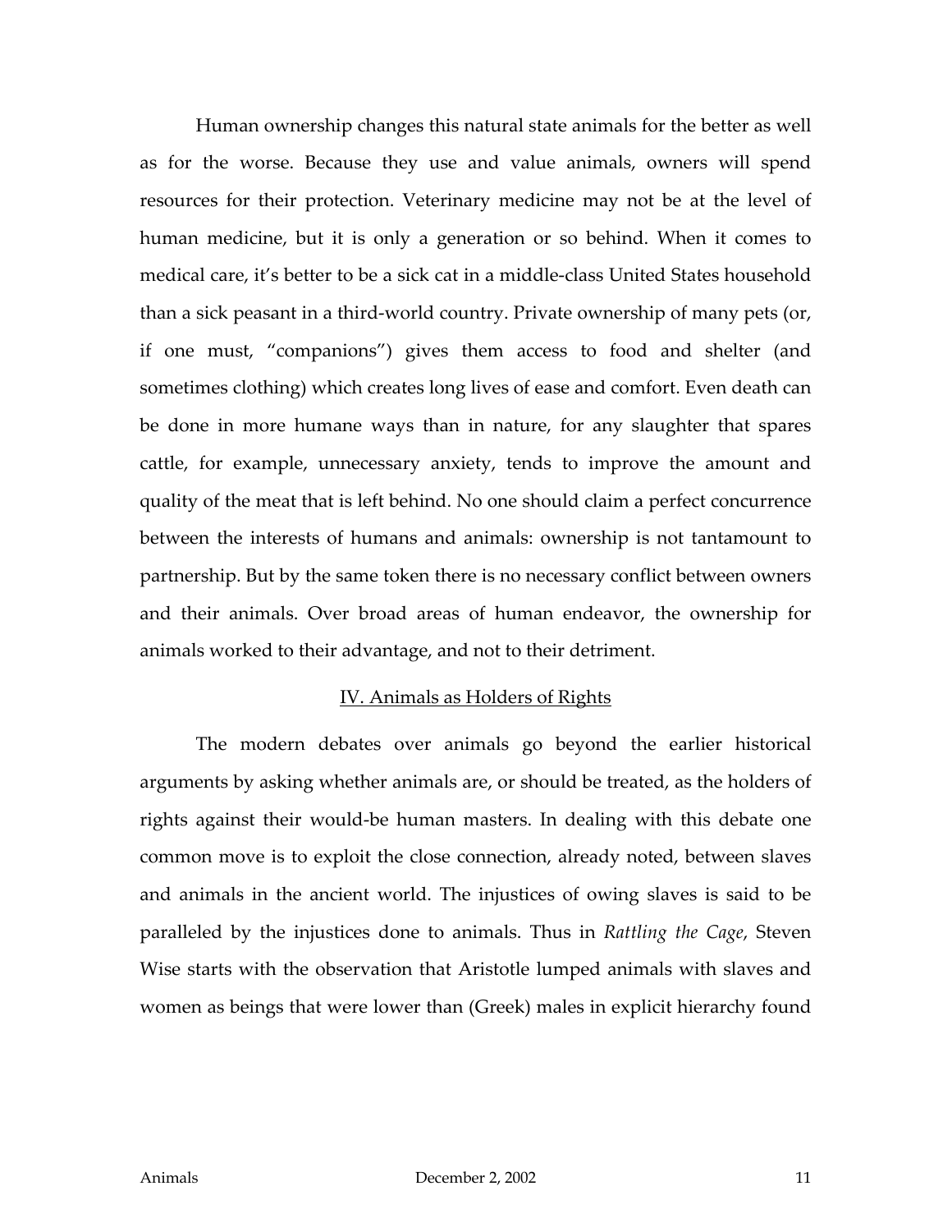Human ownership changes this natural state animals for the better as well as for the worse. Because they use and value animals, owners will spend resources for their protection. Veterinary medicine may not be at the level of human medicine, but it is only a generation or so behind. When it comes to medical care, it's better to be a sick cat in a middle-class United States household than a sick peasant in a third-world country. Private ownership of many pets (or, if one must, "companions") gives them access to food and shelter (and sometimes clothing) which creates long lives of ease and comfort. Even death can be done in more humane ways than in nature, for any slaughter that spares cattle, for example, unnecessary anxiety, tends to improve the amount and quality of the meat that is left behind. No one should claim a perfect concurrence between the interests of humans and animals: ownership is not tantamount to partnership. But by the same token there is no necessary conflict between owners and their animals. Over broad areas of human endeavor, the ownership for animals worked to their advantage, and not to their detriment.

## IV. Animals as Holders of Rights

The modern debates over animals go beyond the earlier historical arguments by asking whether animals are, or should be treated, as the holders of rights against their would-be human masters. In dealing with this debate one common move is to exploit the close connection, already noted, between slaves and animals in the ancient world. The injustices of owing slaves is said to be paralleled by the injustices done to animals. Thus in *Rattling the Cage*, Steven Wise starts with the observation that Aristotle lumped animals with slaves and women as beings that were lower than (Greek) males in explicit hierarchy found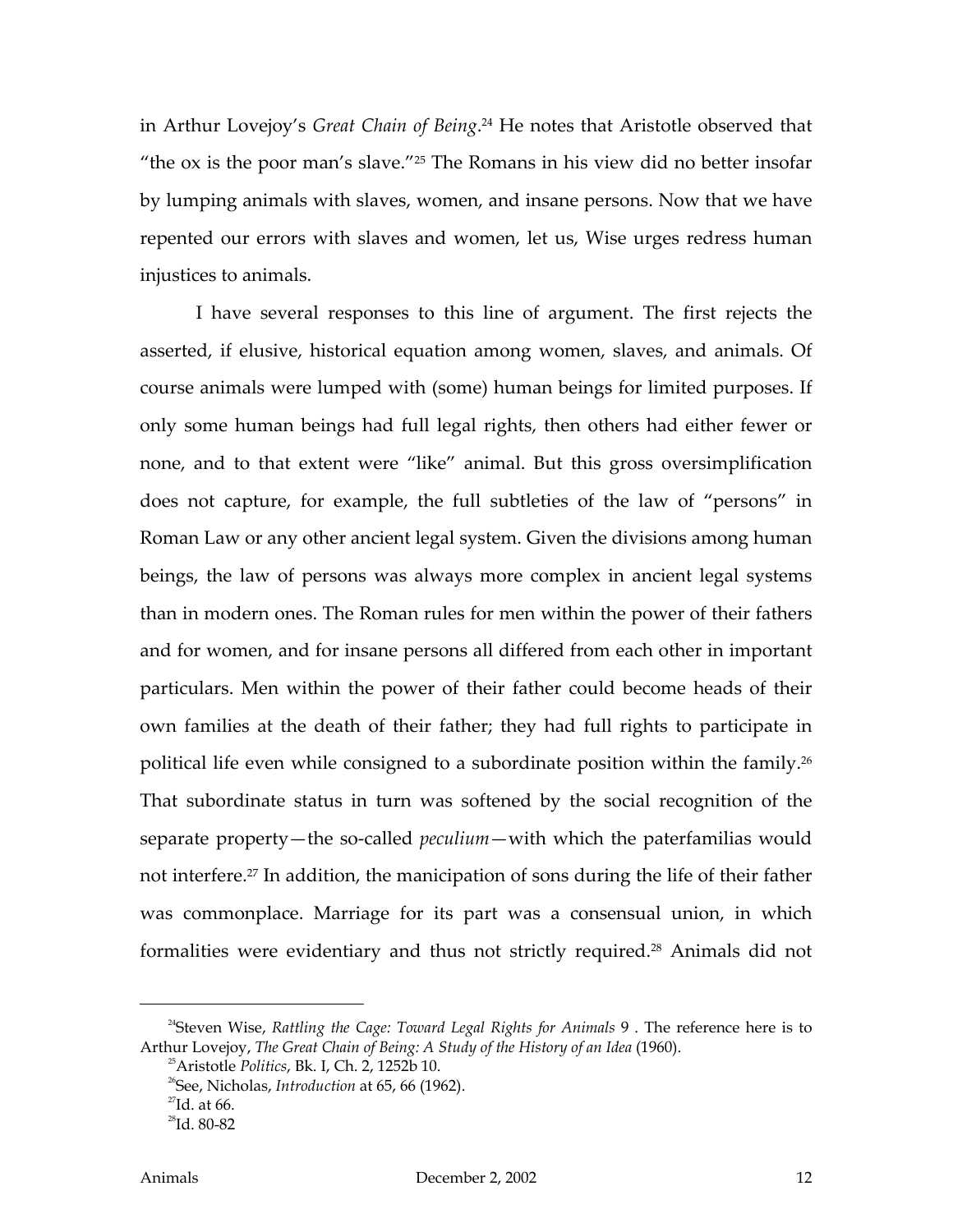in Arthur Lovejoy's *Great Chain of Being*.[24] He notes that Aristotle observed that "the ox is the poor man's slave."[25] The Romans in his view did no better insofar by lumping animals with slaves, women, and insane persons. Now that we have repented our errors with slaves and women, let us, Wise urges redress human injustices to animals.

I have several responses to this line of argument. The first rejects the asserted, if elusive, historical equation among women, slaves, and animals. Of course animals were lumped with (some) human beings for limited purposes. If only some human beings had full legal rights, then others had either fewer or none, and to that extent were "like" animal. But this gross oversimplification does not capture, for example, the full subtleties of the law of "persons" in Roman Law or any other ancient legal system. Given the divisions among human beings, the law of persons was always more complex in ancient legal systems than in modern ones. The Roman rules for men within the power of their fathers and for women, and for insane persons all differed from each other in important particulars. Men within the power of their father could become heads of their own families at the death of their father; they had full rights to participate in political life even while consigned to a subordinate position within the family.[26] That subordinate status in turn was softened by the social recognition of the separate property—the so-called *peculium*—with which the paterfamilias would not interfere.[27] In addition, the manicipation of sons during the life of their father was commonplace. Marriage for its part was a consensual union, in which formalities were evidentiary and thus not strictly required.[28] Animals did not

---

[24]Steven Wise, *Rattling the Cage: Toward Legal Rights for Animals* 9 . The reference here is to Arthur Lovejoy, *The Great Chain of Being: A Study of the History of an Idea* (1960).

[25]Aristotle *Politics*, Bk. I, Ch. 2, 1252b 10.

[26]See, Nicholas, *Introduction* at 65, 66 (1962).

[27]Id. at 66.

[28]Id. 80-82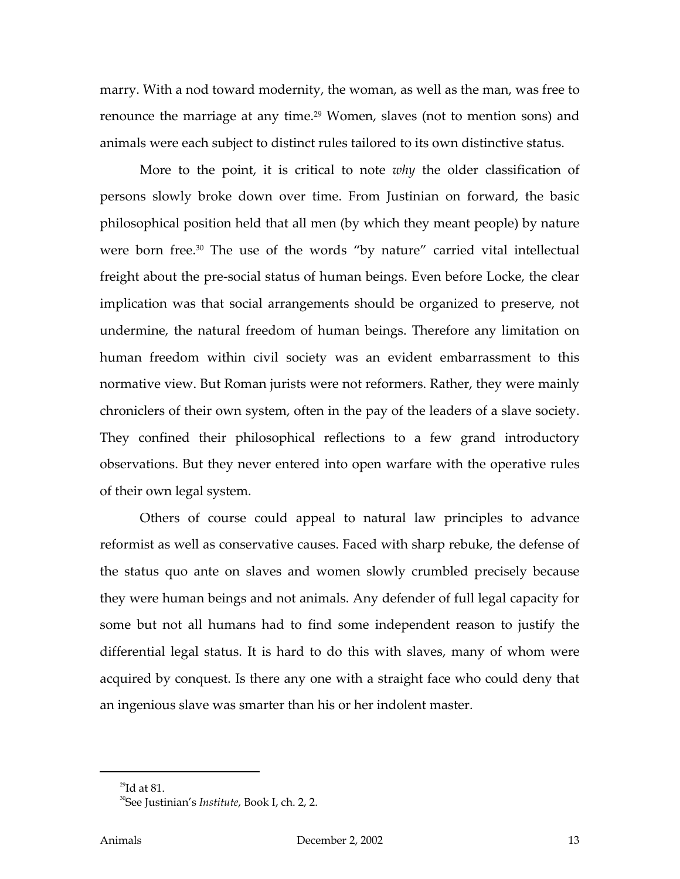marry. With a nod toward modernity, the woman, as well as the man, was free to renounce the marriage at any time.[29] Women, slaves (not to mention sons) and animals were each subject to distinct rules tailored to its own distinctive status.

More to the point, it is critical to note *why* the older classification of persons slowly broke down over time. From Justinian on forward, the basic philosophical position held that all men (by which they meant people) by nature were born free.[30] The use of the words "by nature" carried vital intellectual freight about the pre-social status of human beings. Even before Locke, the clear implication was that social arrangements should be organized to preserve, not undermine, the natural freedom of human beings. Therefore any limitation on human freedom within civil society was an evident embarrassment to this normative view. But Roman jurists were not reformers. Rather, they were mainly chroniclers of their own system, often in the pay of the leaders of a slave society. They confined their philosophical reflections to a few grand introductory observations. But they never entered into open warfare with the operative rules of their own legal system.

Others of course could appeal to natural law principles to advance reformist as well as conservative causes. Faced with sharp rebuke, the defense of the status quo ante on slaves and women slowly crumbled precisely because they were human beings and not animals. Any defender of full legal capacity for some but not all humans had to find some independent reason to justify the differential legal status. It is hard to do this with slaves, many of whom were acquired by conquest. Is there any one with a straight face who could deny that an ingenious slave was smarter than his or her indolent master.

---

[29] Id at 81.

[30] See Justinian's *Institute*, Book I, ch. 2, 2.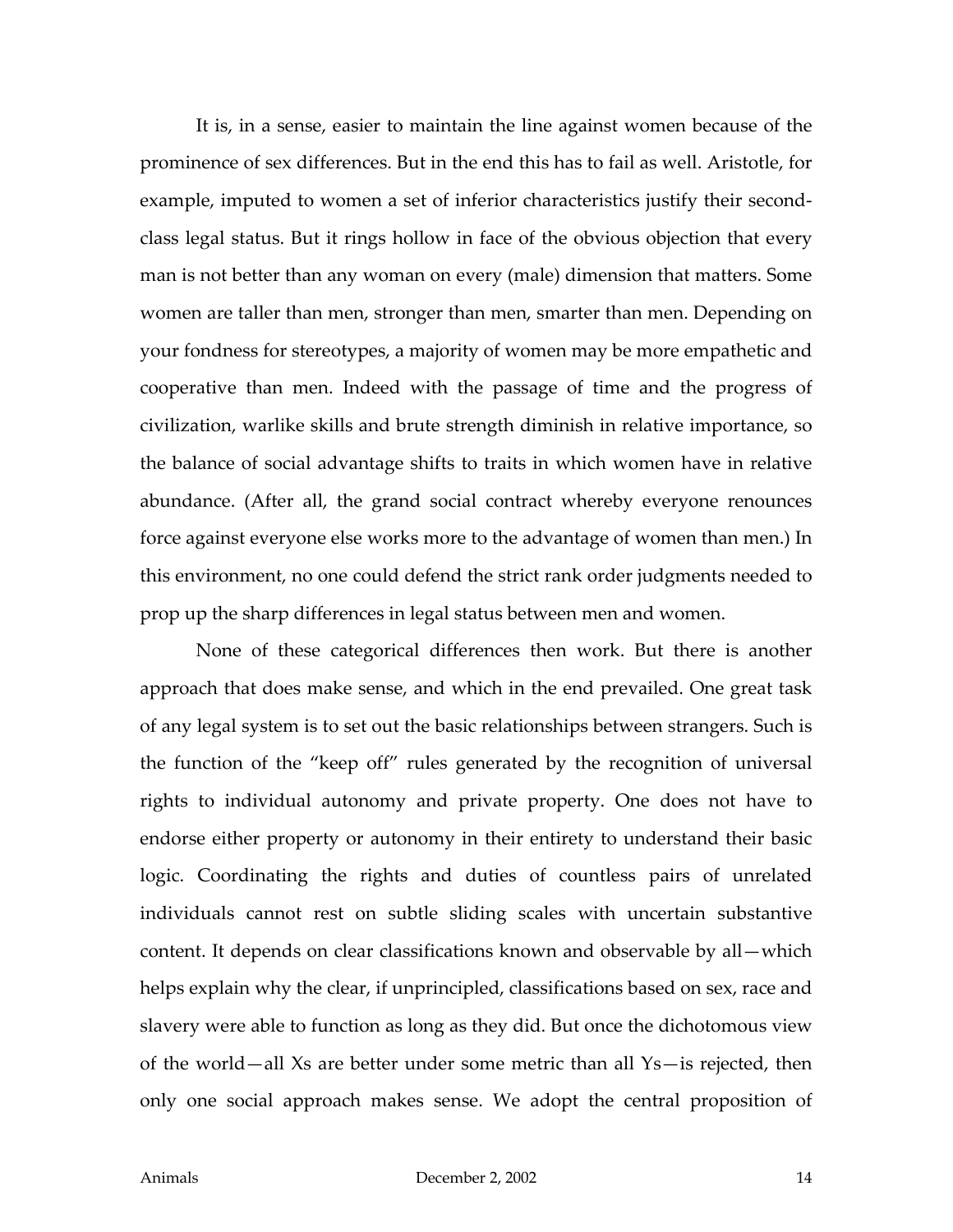It is, in a sense, easier to maintain the line against women because of the prominence of sex differences. But in the end this has to fail as well. Aristotle, for example, imputed to women a set of inferior characteristics justify their second-class legal status. But it rings hollow in face of the obvious objection that every man is not better than any woman on every (male) dimension that matters. Some women are taller than men, stronger than men, smarter than men. Depending on your fondness for stereotypes, a majority of women may be more empathetic and cooperative than men. Indeed with the passage of time and the progress of civilization, warlike skills and brute strength diminish in relative importance, so the balance of social advantage shifts to traits in which women have in relative abundance. (After all, the grand social contract whereby everyone renounces force against everyone else works more to the advantage of women than men.) In this environment, no one could defend the strict rank order judgments needed to prop up the sharp differences in legal status between men and women.

None of these categorical differences then work. But there is another approach that does make sense, and which in the end prevailed. One great task of any legal system is to set out the basic relationships between strangers. Such is the function of the "keep off" rules generated by the recognition of universal rights to individual autonomy and private property. One does not have to endorse either property or autonomy in their entirety to understand their basic logic. Coordinating the rights and duties of countless pairs of unrelated individuals cannot rest on subtle sliding scales with uncertain substantive content. It depends on clear classifications known and observable by all—which helps explain why the clear, if unprincipled, classifications based on sex, race and slavery were able to function as long as they did. But once the dichotomous view of the world—all Xs are better under some metric than all Ys—is rejected, then only one social approach makes sense. We adopt the central proposition of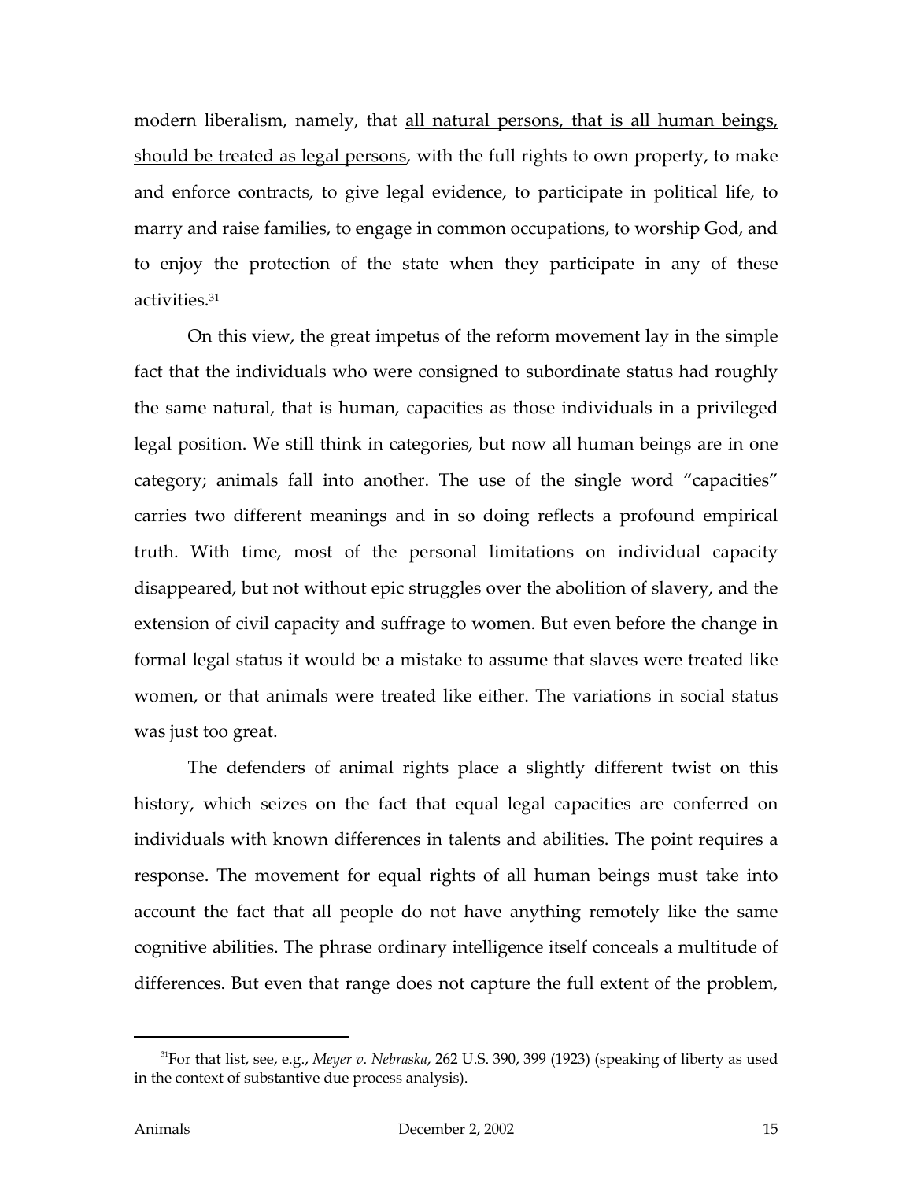modern liberalism, namely, that <u>all natural persons, that is all human beings, should be treated as legal persons</u>, with the full rights to own property, to make and enforce contracts, to give legal evidence, to participate in political life, to marry and raise families, to engage in common occupations, to worship God, and to enjoy the protection of the state when they participate in any of these activities.[31]

On this view, the great impetus of the reform movement lay in the simple fact that the individuals who were consigned to subordinate status had roughly the same natural, that is human, capacities as those individuals in a privileged legal position. We still think in categories, but now all human beings are in one category; animals fall into another. The use of the single word "capacities" carries two different meanings and in so doing reflects a profound empirical truth. With time, most of the personal limitations on individual capacity disappeared, but not without epic struggles over the abolition of slavery, and the extension of civil capacity and suffrage to women. But even before the change in formal legal status it would be a mistake to assume that slaves were treated like women, or that animals were treated like either. The variations in social status was just too great.

The defenders of animal rights place a slightly different twist on this history, which seizes on the fact that equal legal capacities are conferred on individuals with known differences in talents and abilities. The point requires a response. The movement for equal rights of all human beings must take into account the fact that all people do not have anything remotely like the same cognitive abilities. The phrase ordinary intelligence itself conceals a multitude of differences. But even that range does not capture the full extent of the problem,

---

[31] For that list, see, e.g., *Meyer v. Nebraska*, 262 U.S. 390, 399 (1923) (speaking of liberty as used in the context of substantive due process analysis).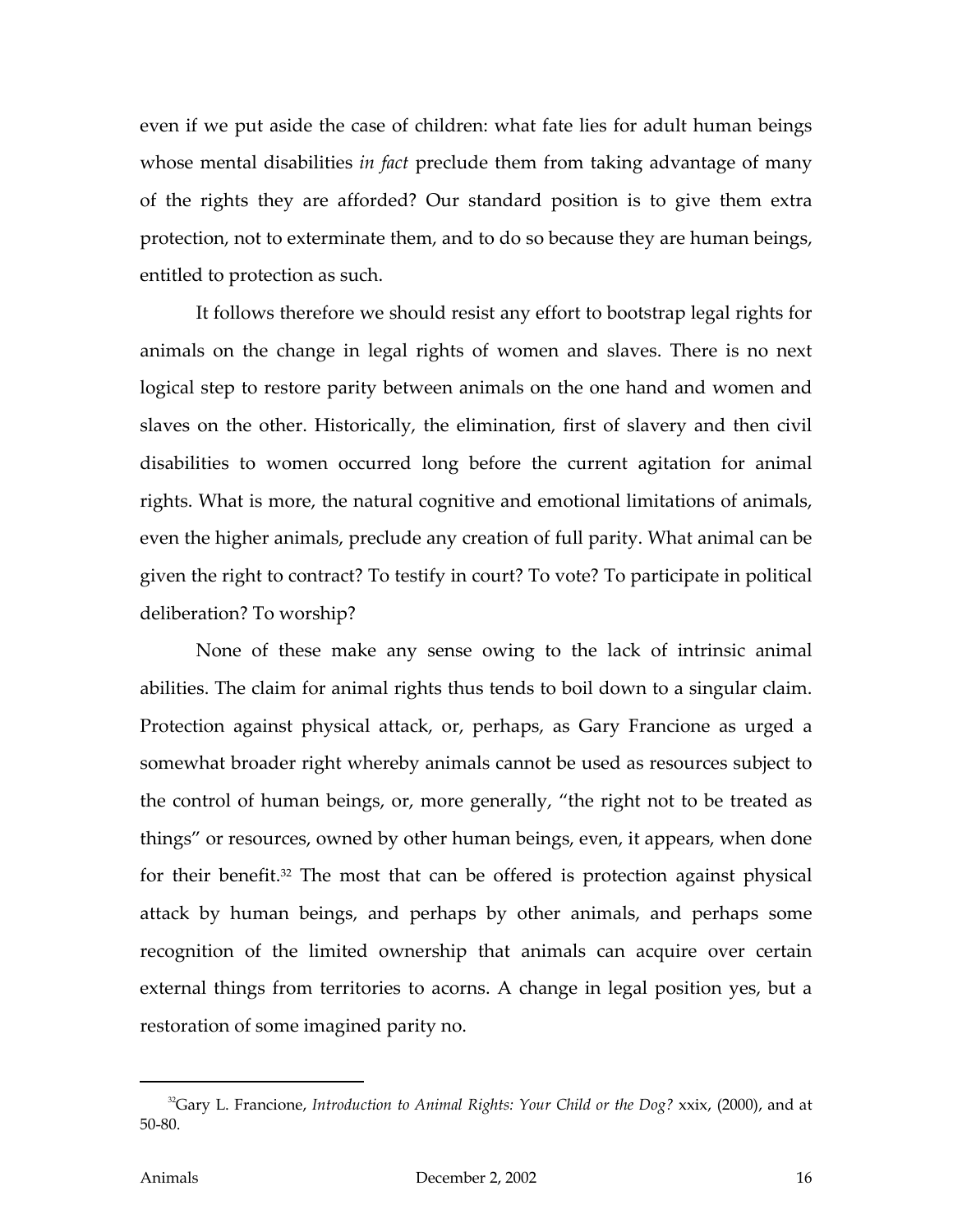even if we put aside the case of children: what fate lies for adult human beings whose mental disabilities *in fact* preclude them from taking advantage of many of the rights they are afforded? Our standard position is to give them extra protection, not to exterminate them, and to do so because they are human beings, entitled to protection as such.

It follows therefore we should resist any effort to bootstrap legal rights for animals on the change in legal rights of women and slaves. There is no next logical step to restore parity between animals on the one hand and women and slaves on the other. Historically, the elimination, first of slavery and then civil disabilities to women occurred long before the current agitation for animal rights. What is more, the natural cognitive and emotional limitations of animals, even the higher animals, preclude any creation of full parity. What animal can be given the right to contract? To testify in court? To vote? To participate in political deliberation? To worship?

None of these make any sense owing to the lack of intrinsic animal abilities. The claim for animal rights thus tends to boil down to a singular claim. Protection against physical attack, or, perhaps, as Gary Francione as urged a somewhat broader right whereby animals cannot be used as resources subject to the control of human beings, or, more generally, "the right not to be treated as things" or resources, owned by other human beings, even, it appears, when done for their benefit.[32] The most that can be offered is protection against physical attack by human beings, and perhaps by other animals, and perhaps some recognition of the limited ownership that animals can acquire over certain external things from territories to acorns. A change in legal position yes, but a restoration of some imagined parity no.

---

[32] Gary L. Francione, *Introduction to Animal Rights: Your Child or the Dog?* xxix, (2000), and at 50-80.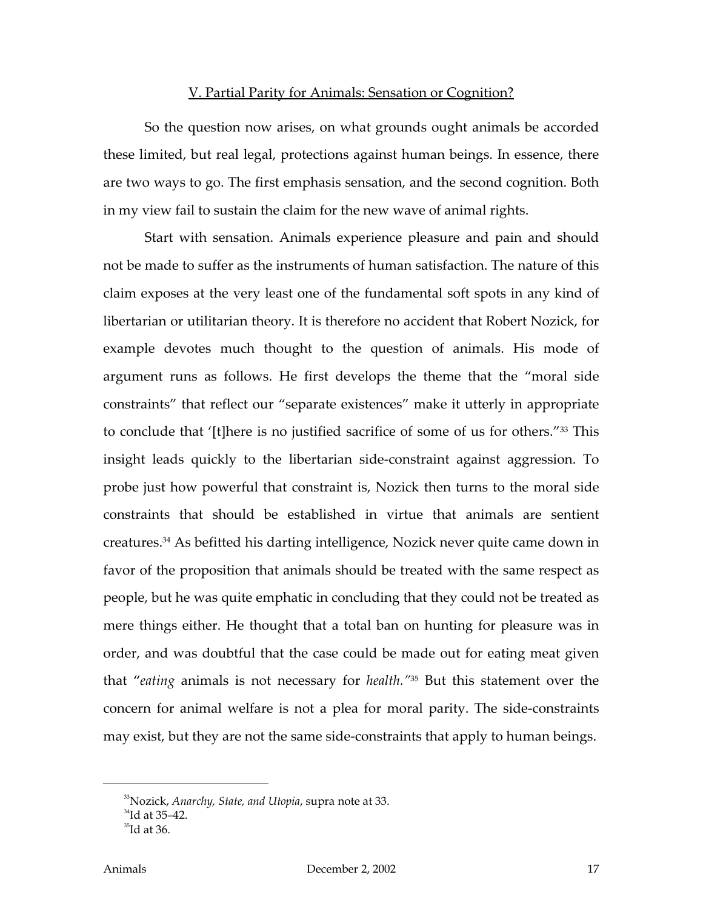## V. Partial Parity for Animals: Sensation or Cognition?

So the question now arises, on what grounds ought animals be accorded these limited, but real legal, protections against human beings. In essence, there are two ways to go. The first emphasis sensation, and the second cognition. Both in my view fail to sustain the claim for the new wave of animal rights.

Start with sensation. Animals experience pleasure and pain and should not be made to suffer as the instruments of human satisfaction. The nature of this claim exposes at the very least one of the fundamental soft spots in any kind of libertarian or utilitarian theory. It is therefore no accident that Robert Nozick, for example devotes much thought to the question of animals. His mode of argument runs as follows. He first develops the theme that the "moral side constraints" that reflect our "separate existences" make it utterly in appropriate to conclude that '[t]here is no justified sacrifice of some of us for others."[33] This insight leads quickly to the libertarian side-constraint against aggression. To probe just how powerful that constraint is, Nozick then turns to the moral side constraints that should be established in virtue that animals are sentient creatures.[34] As befitted his darting intelligence, Nozick never quite came down in favor of the proposition that animals should be treated with the same respect as people, but he was quite emphatic in concluding that they could not be treated as mere things either. He thought that a total ban on hunting for pleasure was in order, and was doubtful that the case could be made out for eating meat given that "*eating* animals is not necessary for *health.*"[35] But this statement over the concern for animal welfare is not a plea for moral parity. The side-constraints may exist, but they are not the same side-constraints that apply to human beings.

---

[33] Nozick, *Anarchy, State, and Utopia*, supra note at 33.
[34] Id at 35–42.
[35] Id at 36.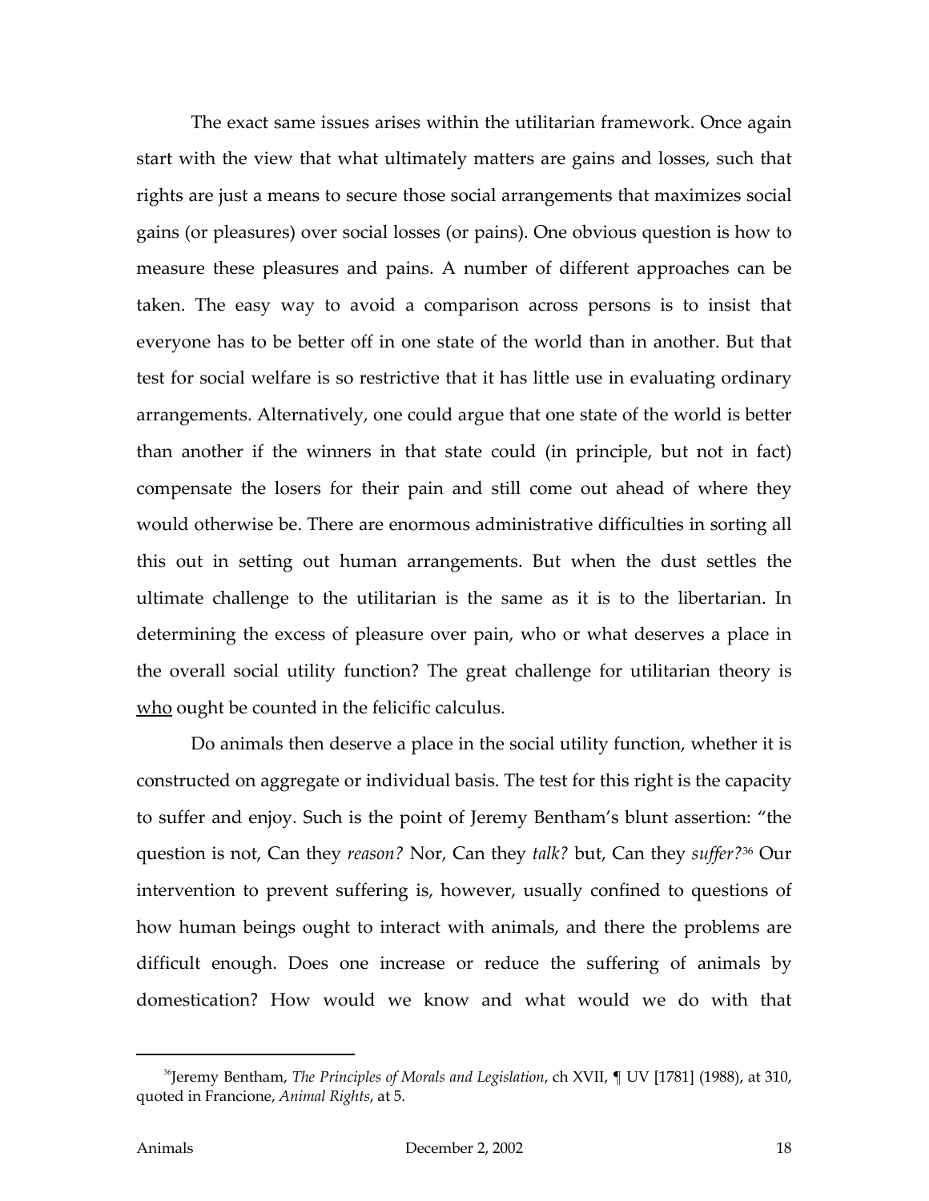The exact same issues arises within the utilitarian framework. Once again start with the view that what ultimately matters are gains and losses, such that rights are just a means to secure those social arrangements that maximizes social gains (or pleasures) over social losses (or pains). One obvious question is how to measure these pleasures and pains. A number of different approaches can be taken. The easy way to avoid a comparison across persons is to insist that everyone has to be better off in one state of the world than in another. But that test for social welfare is so restrictive that it has little use in evaluating ordinary arrangements. Alternatively, one could argue that one state of the world is better than another if the winners in that state could (in principle, but not in fact) compensate the losers for their pain and still come out ahead of where they would otherwise be. There are enormous administrative difficulties in sorting all this out in setting out human arrangements. But when the dust settles the ultimate challenge to the utilitarian is the same as it is to the libertarian. In determining the excess of pleasure over pain, who or what deserves a place in the overall social utility function? The great challenge for utilitarian theory is <u>who</u> ought be counted in the felicific calculus.

Do animals then deserve a place in the social utility function, whether it is constructed on aggregate or individual basis. The test for this right is the capacity to suffer and enjoy. Such is the point of Jeremy Bentham's blunt assertion: "the question is not, Can they *reason?* Nor, Can they *talk?* but, Can they *suffer?*[36] Our intervention to prevent suffering is, however, usually confined to questions of how human beings ought to interact with animals, and there the problems are difficult enough. Does one increase or reduce the suffering of animals by domestication? How would we know and what would we do with that

---

[36] Jeremy Bentham, *The Principles of Morals and Legislation*, ch XVII, ¶ UV [1781] (1988), at 310, quoted in Francione, *Animal Rights*, at 5.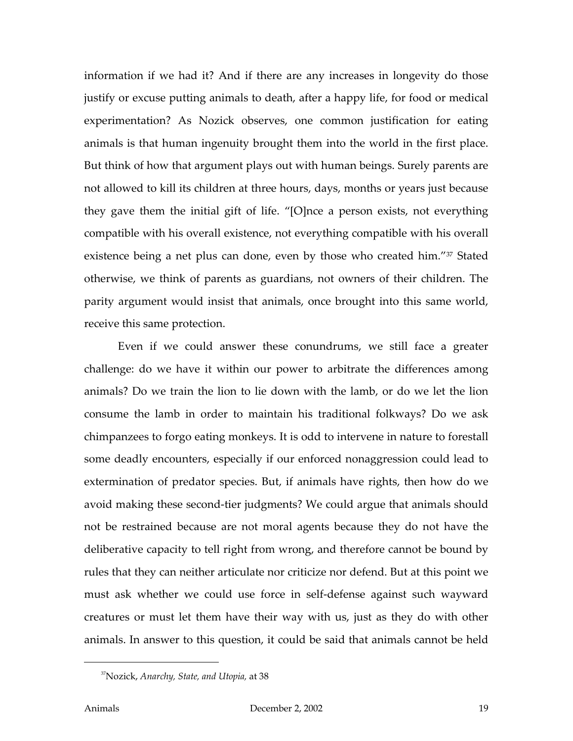information if we had it? And if there are any increases in longevity do those justify or excuse putting animals to death, after a happy life, for food or medical experimentation? As Nozick observes, one common justification for eating animals is that human ingenuity brought them into the world in the first place. But think of how that argument plays out with human beings. Surely parents are not allowed to kill its children at three hours, days, months or years just because they gave them the initial gift of life. "[O]nce a person exists, not everything compatible with his overall existence, not everything compatible with his overall existence being a net plus can done, even by those who created him."[37] Stated otherwise, we think of parents as guardians, not owners of their children. The parity argument would insist that animals, once brought into this same world, receive this same protection.

Even if we could answer these conundrums, we still face a greater challenge: do we have it within our power to arbitrate the differences among animals? Do we train the lion to lie down with the lamb, or do we let the lion consume the lamb in order to maintain his traditional folkways? Do we ask chimpanzees to forgo eating monkeys. It is odd to intervene in nature to forestall some deadly encounters, especially if our enforced nonaggression could lead to extermination of predator species. But, if animals have rights, then how do we avoid making these second-tier judgments? We could argue that animals should not be restrained because are not moral agents because they do not have the deliberative capacity to tell right from wrong, and therefore cannot be bound by rules that they can neither articulate nor criticize nor defend. But at this point we must ask whether we could use force in self-defense against such wayward creatures or must let them have their way with us, just as they do with other animals. In answer to this question, it could be said that animals cannot be held

---

[37] Nozick, *Anarchy, State, and Utopia,* at 38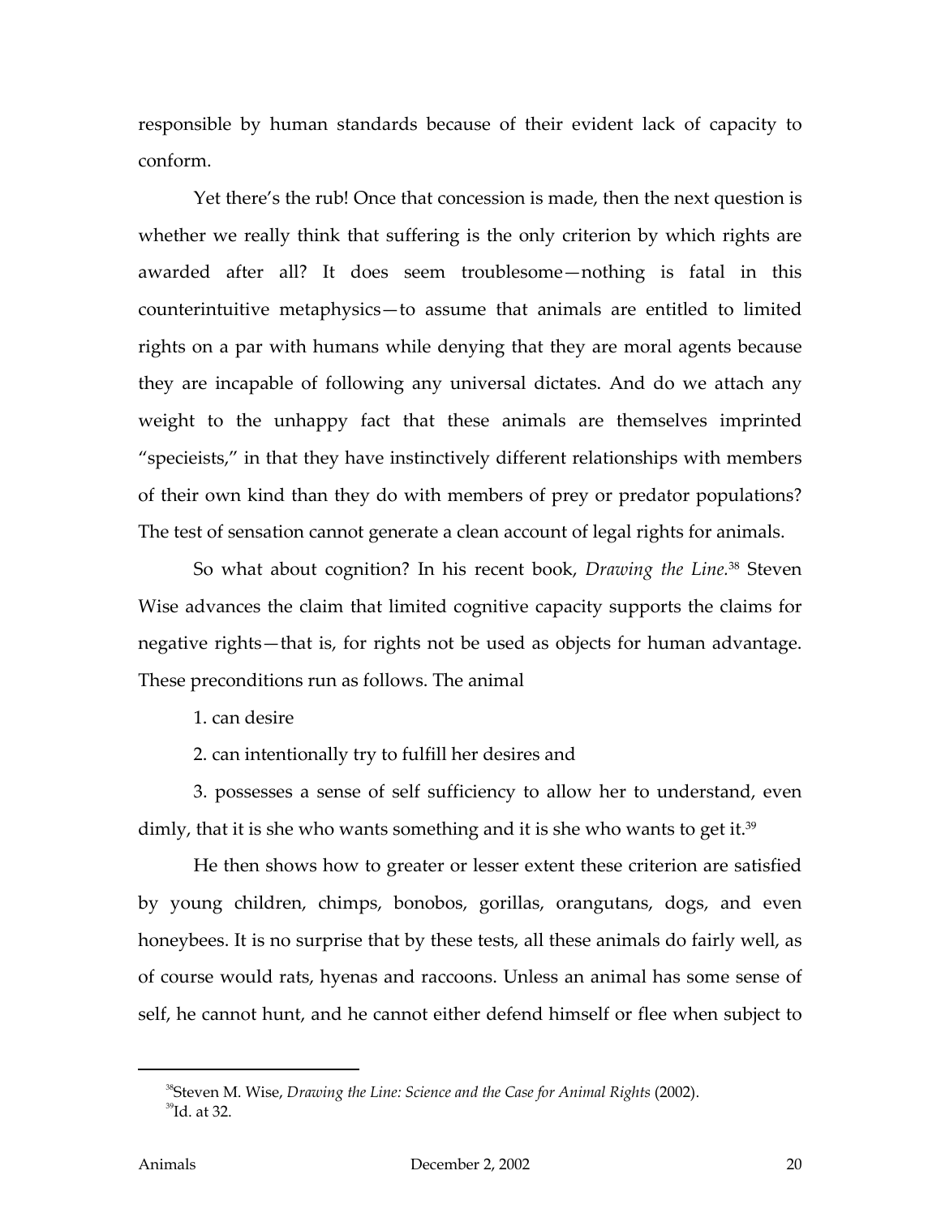responsible by human standards because of their evident lack of capacity to conform.

Yet there's the rub! Once that concession is made, then the next question is whether we really think that suffering is the only criterion by which rights are awarded after all? It does seem troublesome—nothing is fatal in this counterintuitive metaphysics—to assume that animals are entitled to limited rights on a par with humans while denying that they are moral agents because they are incapable of following any universal dictates. And do we attach any weight to the unhappy fact that these animals are themselves imprinted "specieists," in that they have instinctively different relationships with members of their own kind than they do with members of prey or predator populations? The test of sensation cannot generate a clean account of legal rights for animals.

So what about cognition? In his recent book, *Drawing the Line.*[38] Steven Wise advances the claim that limited cognitive capacity supports the claims for negative rights—that is, for rights not be used as objects for human advantage. These preconditions run as follows. The animal

1. can desire

2. can intentionally try to fulfill her desires and

3. possesses a sense of self sufficiency to allow her to understand, even dimly, that it is she who wants something and it is she who wants to get it.[39]

He then shows how to greater or lesser extent these criterion are satisfied by young children, chimps, bonobos, gorillas, orangutans, dogs, and even honeybees. It is no surprise that by these tests, all these animals do fairly well, as of course would rats, hyenas and raccoons. Unless an animal has some sense of self, he cannot hunt, and he cannot either defend himself or flee when subject to

---

[38] Steven M. Wise, *Drawing the Line: Science and the Case for Animal Rights* (2002).

[39] Id. at 32.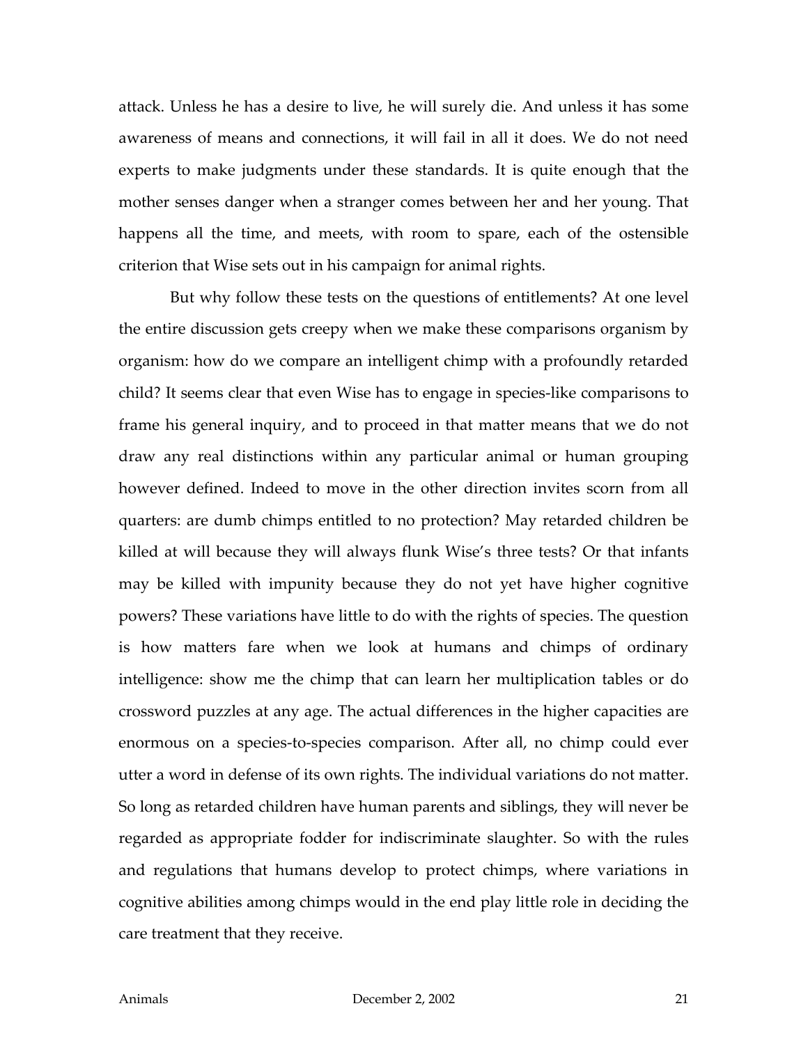attack. Unless he has a desire to live, he will surely die. And unless it has some awareness of means and connections, it will fail in all it does. We do not need experts to make judgments under these standards. It is quite enough that the mother senses danger when a stranger comes between her and her young. That happens all the time, and meets, with room to spare, each of the ostensible criterion that Wise sets out in his campaign for animal rights.

But why follow these tests on the questions of entitlements? At one level the entire discussion gets creepy when we make these comparisons organism by organism: how do we compare an intelligent chimp with a profoundly retarded child? It seems clear that even Wise has to engage in species-like comparisons to frame his general inquiry, and to proceed in that matter means that we do not draw any real distinctions within any particular animal or human grouping however defined. Indeed to move in the other direction invites scorn from all quarters: are dumb chimps entitled to no protection? May retarded children be killed at will because they will always flunk Wise's three tests? Or that infants may be killed with impunity because they do not yet have higher cognitive powers? These variations have little to do with the rights of species. The question is how matters fare when we look at humans and chimps of ordinary intelligence: show me the chimp that can learn her multiplication tables or do crossword puzzles at any age. The actual differences in the higher capacities are enormous on a species-to-species comparison. After all, no chimp could ever utter a word in defense of its own rights. The individual variations do not matter. So long as retarded children have human parents and siblings, they will never be regarded as appropriate fodder for indiscriminate slaughter. So with the rules and regulations that humans develop to protect chimps, where variations in cognitive abilities among chimps would in the end play little role in deciding the care treatment that they receive.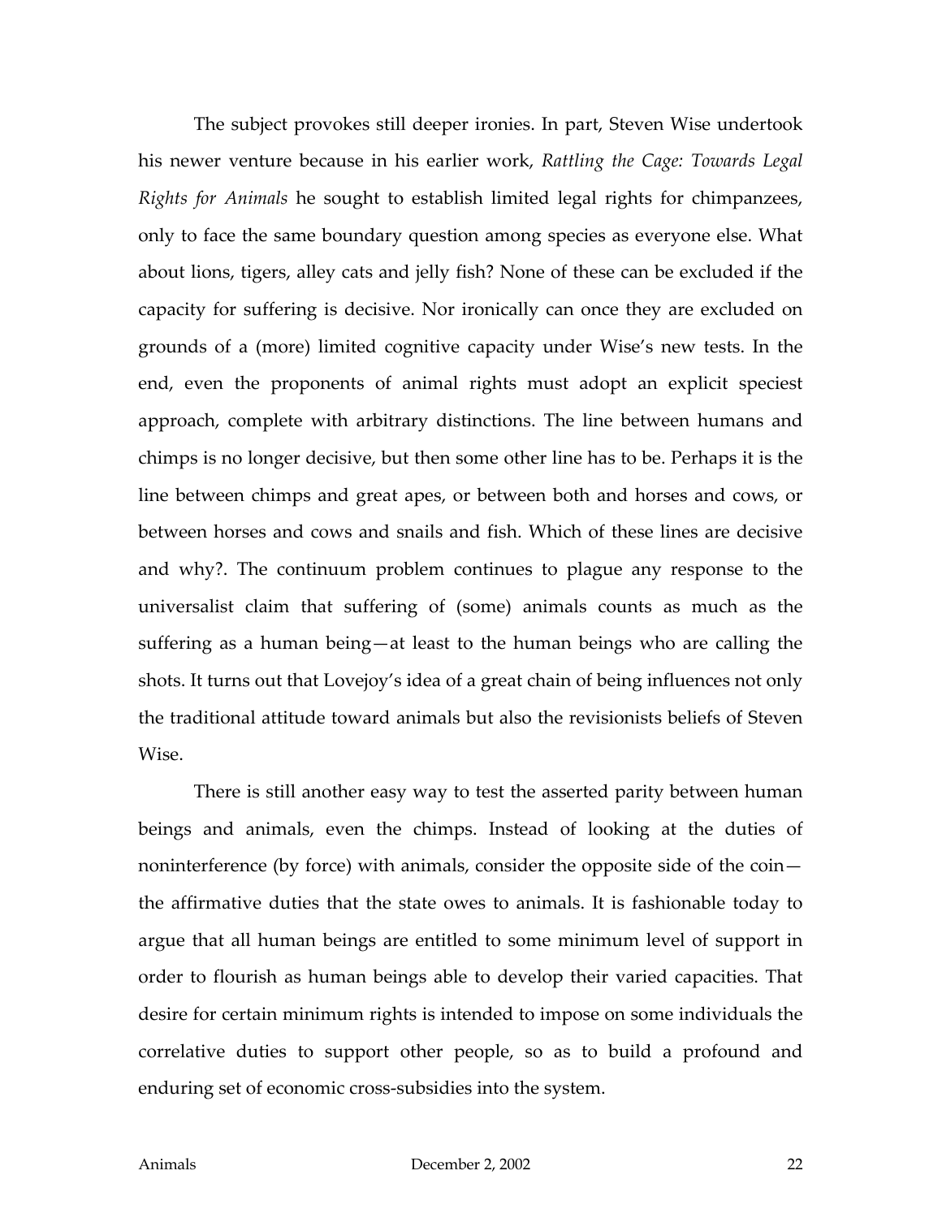The subject provokes still deeper ironies. In part, Steven Wise undertook his newer venture because in his earlier work, *Rattling the Cage: Towards Legal Rights for Animals* he sought to establish limited legal rights for chimpanzees, only to face the same boundary question among species as everyone else. What about lions, tigers, alley cats and jelly fish? None of these can be excluded if the capacity for suffering is decisive. Nor ironically can once they are excluded on grounds of a (more) limited cognitive capacity under Wise's new tests. In the end, even the proponents of animal rights must adopt an explicit speciest approach, complete with arbitrary distinctions. The line between humans and chimps is no longer decisive, but then some other line has to be. Perhaps it is the line between chimps and great apes, or between both and horses and cows, or between horses and cows and snails and fish. Which of these lines are decisive and why?. The continuum problem continues to plague any response to the universalist claim that suffering of (some) animals counts as much as the suffering as a human being—at least to the human beings who are calling the shots. It turns out that Lovejoy's idea of a great chain of being influences not only the traditional attitude toward animals but also the revisionists beliefs of Steven Wise.

There is still another easy way to test the asserted parity between human beings and animals, even the chimps. Instead of looking at the duties of noninterference (by force) with animals, consider the opposite side of the coin—the affirmative duties that the state owes to animals. It is fashionable today to argue that all human beings are entitled to some minimum level of support in order to flourish as human beings able to develop their varied capacities. That desire for certain minimum rights is intended to impose on some individuals the correlative duties to support other people, so as to build a profound and enduring set of economic cross-subsidies into the system.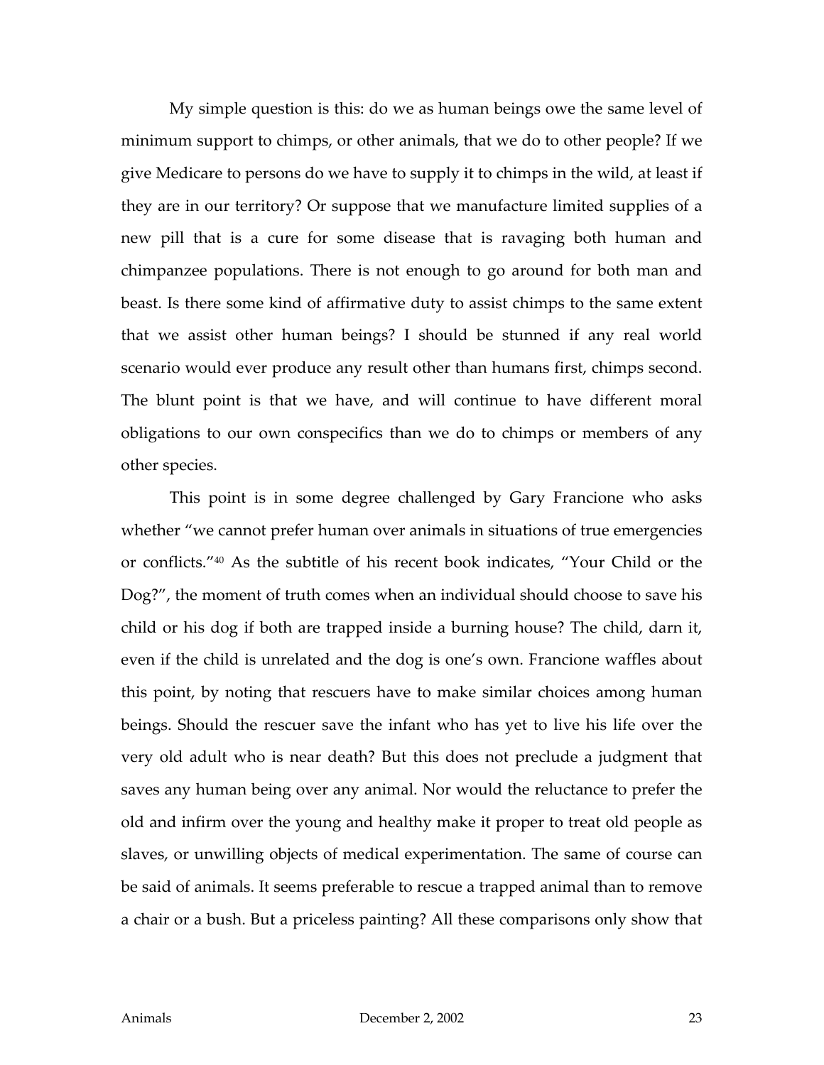My simple question is this: do we as human beings owe the same level of minimum support to chimps, or other animals, that we do to other people? If we give Medicare to persons do we have to supply it to chimps in the wild, at least if they are in our territory? Or suppose that we manufacture limited supplies of a new pill that is a cure for some disease that is ravaging both human and chimpanzee populations. There is not enough to go around for both man and beast. Is there some kind of affirmative duty to assist chimps to the same extent that we assist other human beings? I should be stunned if any real world scenario would ever produce any result other than humans first, chimps second. The blunt point is that we have, and will continue to have different moral obligations to our own conspecifics than we do to chimps or members of any other species.

This point is in some degree challenged by Gary Francione who asks whether "we cannot prefer human over animals in situations of true emergencies or conflicts."[40] As the subtitle of his recent book indicates, "Your Child or the Dog?", the moment of truth comes when an individual should choose to save his child or his dog if both are trapped inside a burning house? The child, darn it, even if the child is unrelated and the dog is one's own. Francione waffles about this point, by noting that rescuers have to make similar choices among human beings. Should the rescuer save the infant who has yet to live his life over the very old adult who is near death? But this does not preclude a judgment that saves any human being over any animal. Nor would the reluctance to prefer the old and infirm over the young and healthy make it proper to treat old people as slaves, or unwilling objects of medical experimentation. The same of course can be said of animals. It seems preferable to rescue a trapped animal than to remove a chair or a bush. But a priceless painting? All these comparisons only show that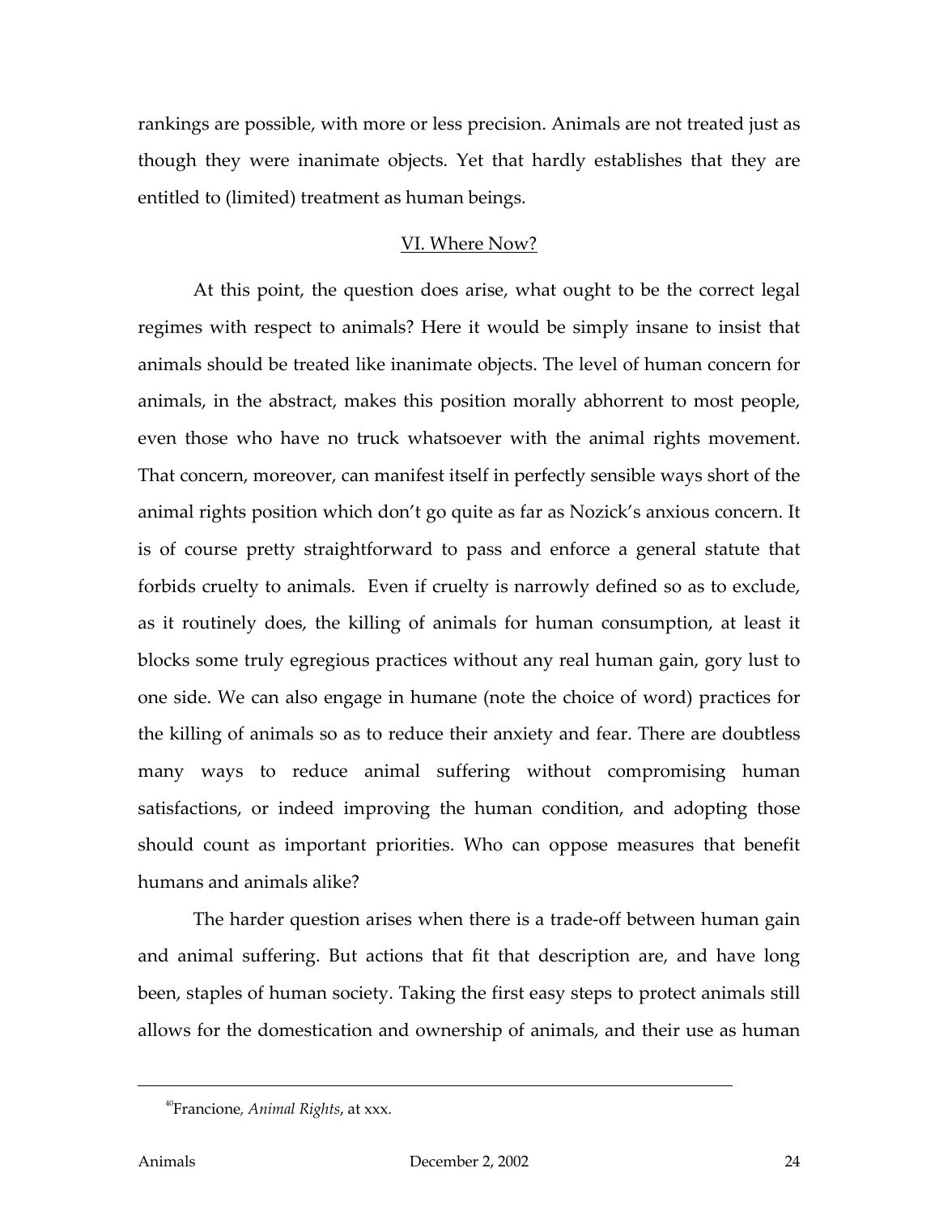rankings are possible, with more or less precision. Animals are not treated just as though they were inanimate objects. Yet that hardly establishes that they are entitled to (limited) treatment as human beings.

## VI. Where Now?

At this point, the question does arise, what ought to be the correct legal regimes with respect to animals? Here it would be simply insane to insist that animals should be treated like inanimate objects. The level of human concern for animals, in the abstract, makes this position morally abhorrent to most people, even those who have no truck whatsoever with the animal rights movement. That concern, moreover, can manifest itself in perfectly sensible ways short of the animal rights position which don't go quite as far as Nozick's anxious concern. It is of course pretty straightforward to pass and enforce a general statute that forbids cruelty to animals. Even if cruelty is narrowly defined so as to exclude, as it routinely does, the killing of animals for human consumption, at least it blocks some truly egregious practices without any real human gain, gory lust to one side. We can also engage in humane (note the choice of word) practices for the killing of animals so as to reduce their anxiety and fear. There are doubtless many ways to reduce animal suffering without compromising human satisfactions, or indeed improving the human condition, and adopting those should count as important priorities. Who can oppose measures that benefit humans and animals alike?

The harder question arises when there is a trade-off between human gain and animal suffering. But actions that fit that description are, and have long been, staples of human society. Taking the first easy steps to protect animals still allows for the domestication and ownership of animals, and their use as human

---

[40] Francione, *Animal Rights*, at xxx.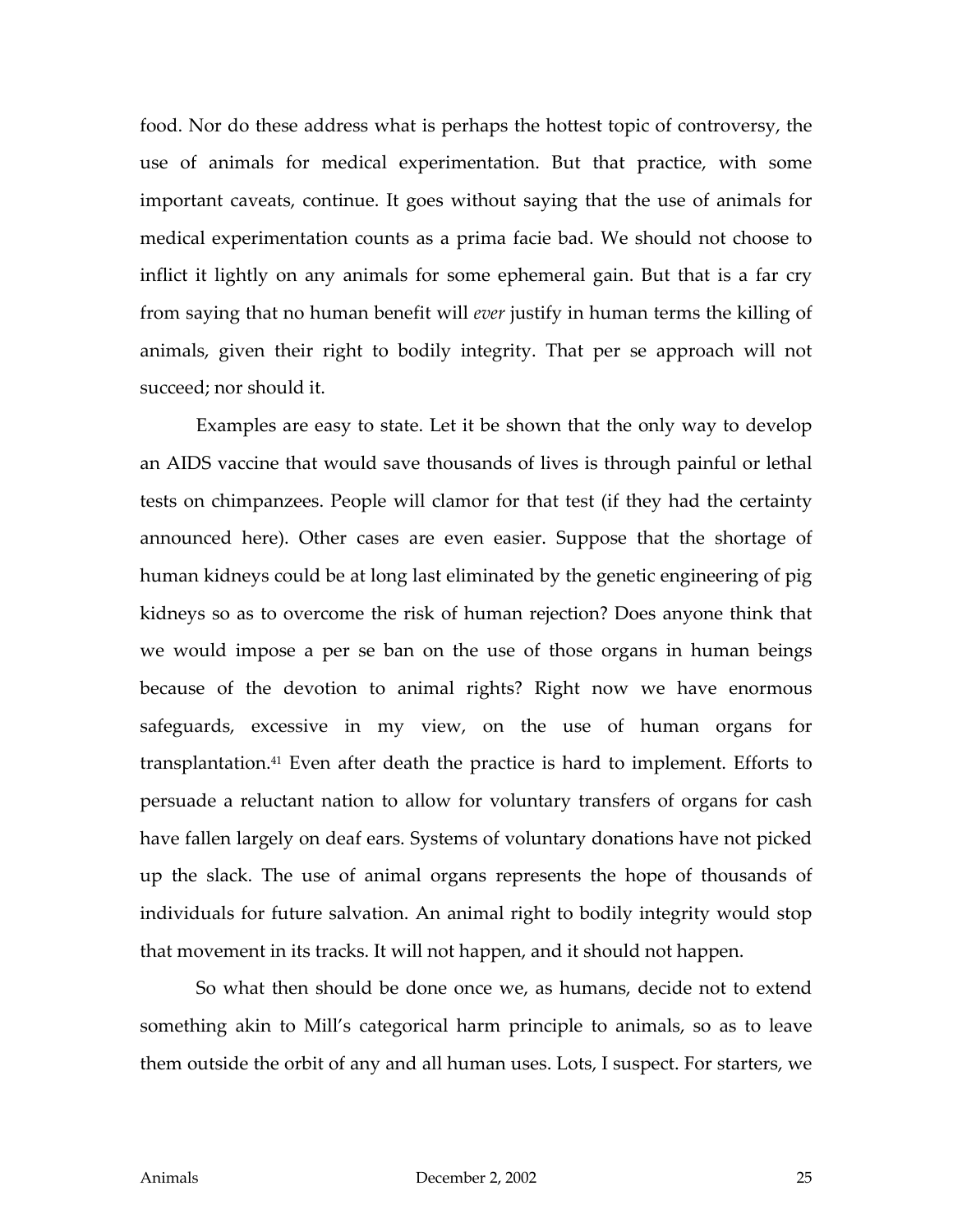food. Nor do these address what is perhaps the hottest topic of controversy, the use of animals for medical experimentation. But that practice, with some important caveats, continue. It goes without saying that the use of animals for medical experimentation counts as a prima facie bad. We should not choose to inflict it lightly on any animals for some ephemeral gain. But that is a far cry from saying that no human benefit will *ever* justify in human terms the killing of animals, given their right to bodily integrity. That per se approach will not succeed; nor should it.

Examples are easy to state. Let it be shown that the only way to develop an AIDS vaccine that would save thousands of lives is through painful or lethal tests on chimpanzees. People will clamor for that test (if they had the certainty announced here). Other cases are even easier. Suppose that the shortage of human kidneys could be at long last eliminated by the genetic engineering of pig kidneys so as to overcome the risk of human rejection? Does anyone think that we would impose a per se ban on the use of those organs in human beings because of the devotion to animal rights? Right now we have enormous safeguards, excessive in my view, on the use of human organs for transplantation.[41] Even after death the practice is hard to implement. Efforts to persuade a reluctant nation to allow for voluntary transfers of organs for cash have fallen largely on deaf ears. Systems of voluntary donations have not picked up the slack. The use of animal organs represents the hope of thousands of individuals for future salvation. An animal right to bodily integrity would stop that movement in its tracks. It will not happen, and it should not happen.

So what then should be done once we, as humans, decide not to extend something akin to Mill's categorical harm principle to animals, so as to leave them outside the orbit of any and all human uses. Lots, I suspect. For starters, we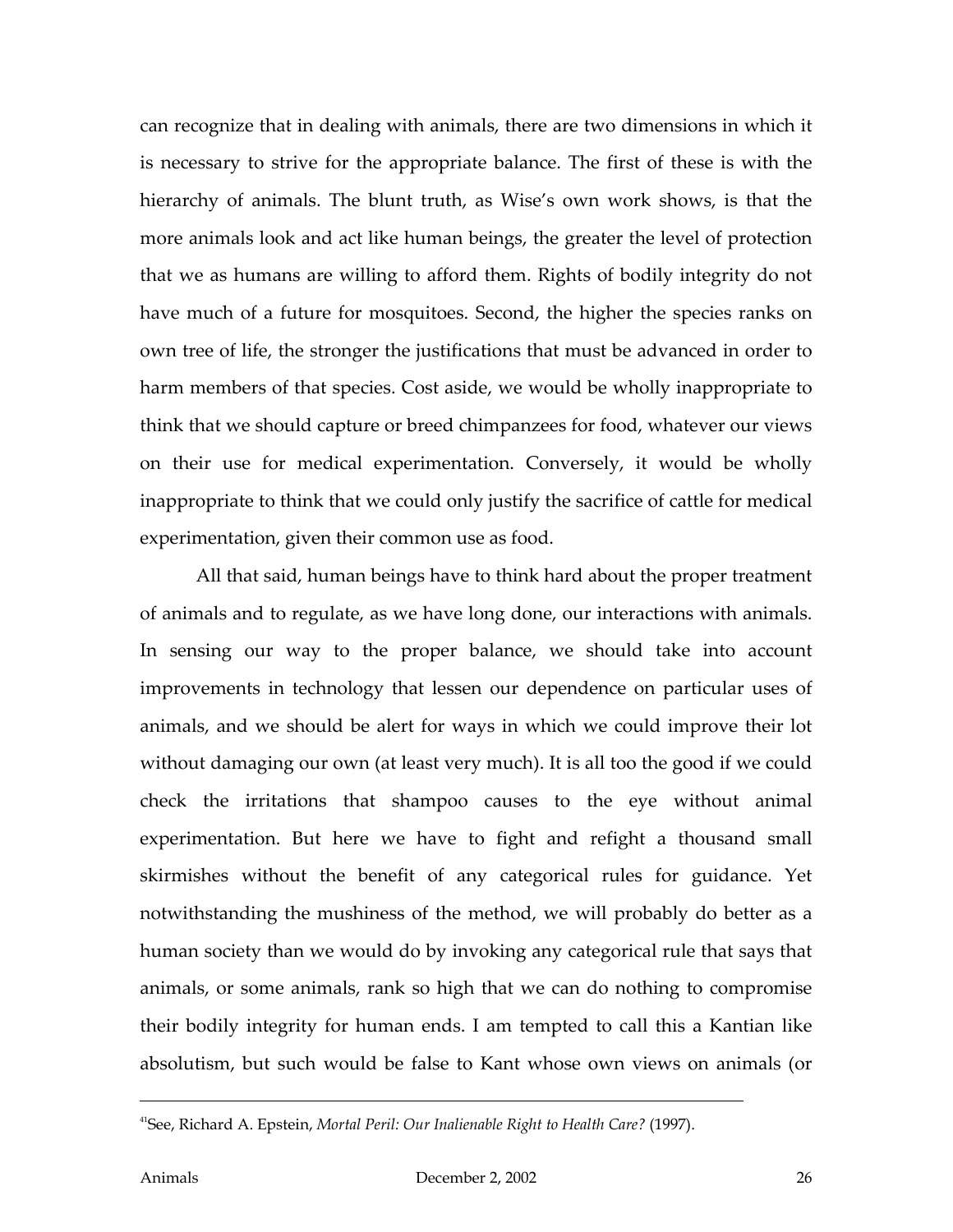can recognize that in dealing with animals, there are two dimensions in which it is necessary to strive for the appropriate balance. The first of these is with the hierarchy of animals. The blunt truth, as Wise's own work shows, is that the more animals look and act like human beings, the greater the level of protection that we as humans are willing to afford them. Rights of bodily integrity do not have much of a future for mosquitoes. Second, the higher the species ranks on own tree of life, the stronger the justifications that must be advanced in order to harm members of that species. Cost aside, we would be wholly inappropriate to think that we should capture or breed chimpanzees for food, whatever our views on their use for medical experimentation. Conversely, it would be wholly inappropriate to think that we could only justify the sacrifice of cattle for medical experimentation, given their common use as food.

All that said, human beings have to think hard about the proper treatment of animals and to regulate, as we have long done, our interactions with animals. In sensing our way to the proper balance, we should take into account improvements in technology that lessen our dependence on particular uses of animals, and we should be alert for ways in which we could improve their lot without damaging our own (at least very much). It is all too the good if we could check the irritations that shampoo causes to the eye without animal experimentation. But here we have to fight and refight a thousand small skirmishes without the benefit of any categorical rules for guidance. Yet notwithstanding the mushiness of the method, we will probably do better as a human society than we would do by invoking any categorical rule that says that animals, or some animals, rank so high that we can do nothing to compromise their bodily integrity for human ends. I am tempted to call this a Kantian like absolutism, but such would be false to Kant whose own views on animals (or

---

[41] See, Richard A. Epstein, *Mortal Peril: Our Inalienable Right to Health Care?* (1997).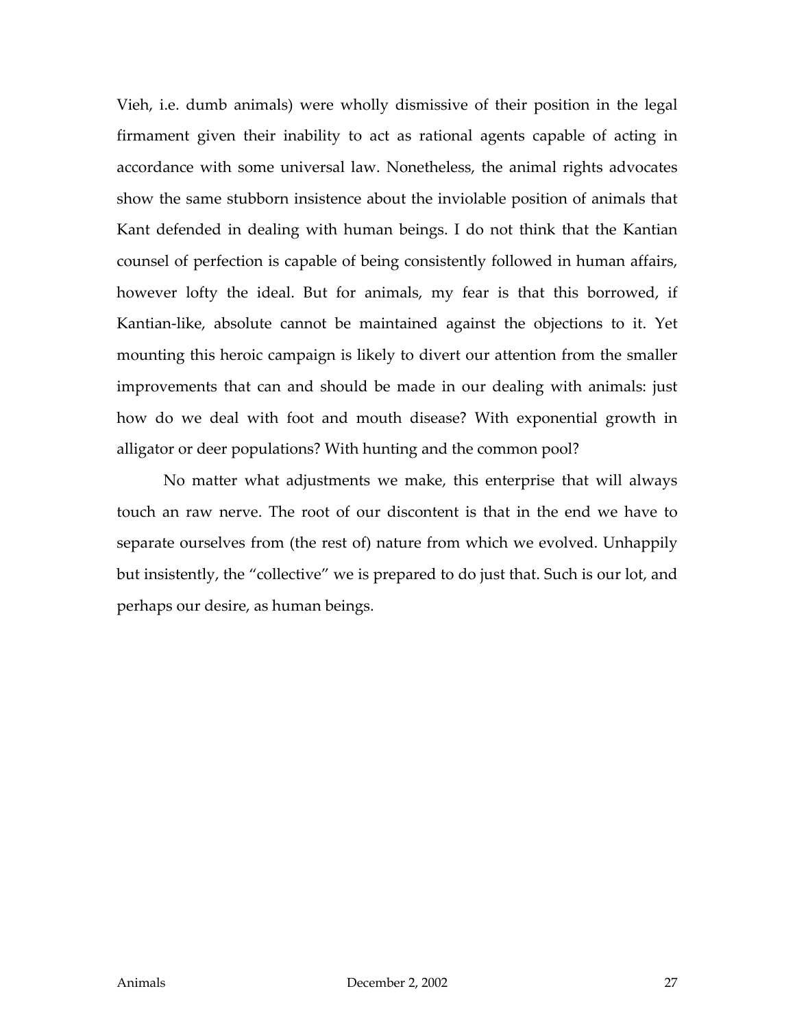Vieh, i.e. dumb animals) were wholly dismissive of their position in the legal firmament given their inability to act as rational agents capable of acting in accordance with some universal law. Nonetheless, the animal rights advocates show the same stubborn insistence about the inviolable position of animals that Kant defended in dealing with human beings. I do not think that the Kantian counsel of perfection is capable of being consistently followed in human affairs, however lofty the ideal. But for animals, my fear is that this borrowed, if Kantian-like, absolute cannot be maintained against the objections to it. Yet mounting this heroic campaign is likely to divert our attention from the smaller improvements that can and should be made in our dealing with animals: just how do we deal with foot and mouth disease? With exponential growth in alligator or deer populations? With hunting and the common pool?

No matter what adjustments we make, this enterprise that will always touch an raw nerve. The root of our discontent is that in the end we have to separate ourselves from (the rest of) nature from which we evolved. Unhappily but insistently, the "collective" we is prepared to do just that. Such is our lot, and perhaps our desire, as human beings.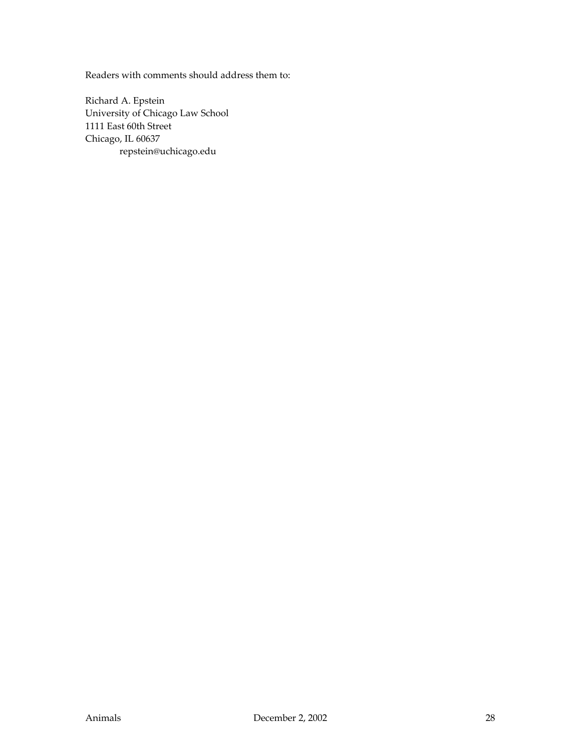Readers with comments should address them to:

Richard A. Epstein  
University of Chicago Law School  
1111 East 60th Street  
Chicago, IL 60637  
repstein@uchicago.edu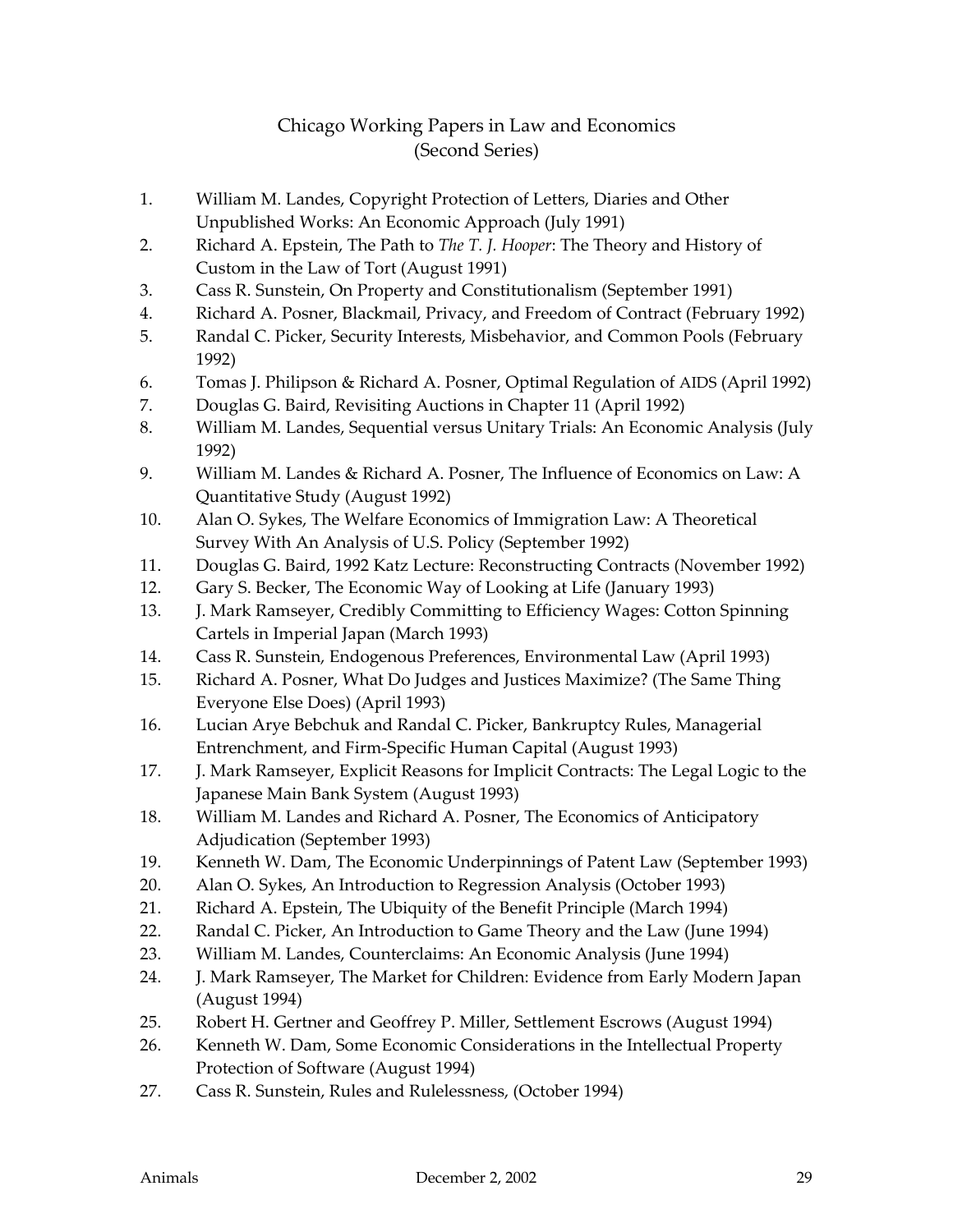# Chicago Working Papers in Law and Economics (Second Series)

1. William M. Landes, Copyright Protection of Letters, Diaries and Other Unpublished Works: An Economic Approach (July 1991)
2. Richard A. Epstein, The Path to *The T. J. Hooper*: The Theory and History of Custom in the Law of Tort (August 1991)
3. Cass R. Sunstein, On Property and Constitutionalism (September 1991)
4. Richard A. Posner, Blackmail, Privacy, and Freedom of Contract (February 1992)
5. Randal C. Picker, Security Interests, Misbehavior, and Common Pools (February 1992)
6. Tomas J. Philipson & Richard A. Posner, Optimal Regulation of AIDS (April 1992)
7. Douglas G. Baird, Revisiting Auctions in Chapter 11 (April 1992)
8. William M. Landes, Sequential versus Unitary Trials: An Economic Analysis (July 1992)
9. William M. Landes & Richard A. Posner, The Influence of Economics on Law: A Quantitative Study (August 1992)
10. Alan O. Sykes, The Welfare Economics of Immigration Law: A Theoretical Survey With An Analysis of U.S. Policy (September 1992)
11. Douglas G. Baird, 1992 Katz Lecture: Reconstructing Contracts (November 1992)
12. Gary S. Becker, The Economic Way of Looking at Life (January 1993)
13. J. Mark Ramseyer, Credibly Committing to Efficiency Wages: Cotton Spinning Cartels in Imperial Japan (March 1993)
14. Cass R. Sunstein, Endogenous Preferences, Environmental Law (April 1993)
15. Richard A. Posner, What Do Judges and Justices Maximize? (The Same Thing Everyone Else Does) (April 1993)
16. Lucian Arye Bebchuk and Randal C. Picker, Bankruptcy Rules, Managerial Entrenchment, and Firm-Specific Human Capital (August 1993)
17. J. Mark Ramseyer, Explicit Reasons for Implicit Contracts: The Legal Logic to the Japanese Main Bank System (August 1993)
18. William M. Landes and Richard A. Posner, The Economics of Anticipatory Adjudication (September 1993)
19. Kenneth W. Dam, The Economic Underpinnings of Patent Law (September 1993)
20. Alan O. Sykes, An Introduction to Regression Analysis (October 1993)
21. Richard A. Epstein, The Ubiquity of the Benefit Principle (March 1994)
22. Randal C. Picker, An Introduction to Game Theory and the Law (June 1994)
23. William M. Landes, Counterclaims: An Economic Analysis (June 1994)
24. J. Mark Ramseyer, The Market for Children: Evidence from Early Modern Japan (August 1994)
25. Robert H. Gertner and Geoffrey P. Miller, Settlement Escrows (August 1994)
26. Kenneth W. Dam, Some Economic Considerations in the Intellectual Property Protection of Software (August 1994)
27. Cass R. Sunstein, Rules and Rulelessness, (October 1994)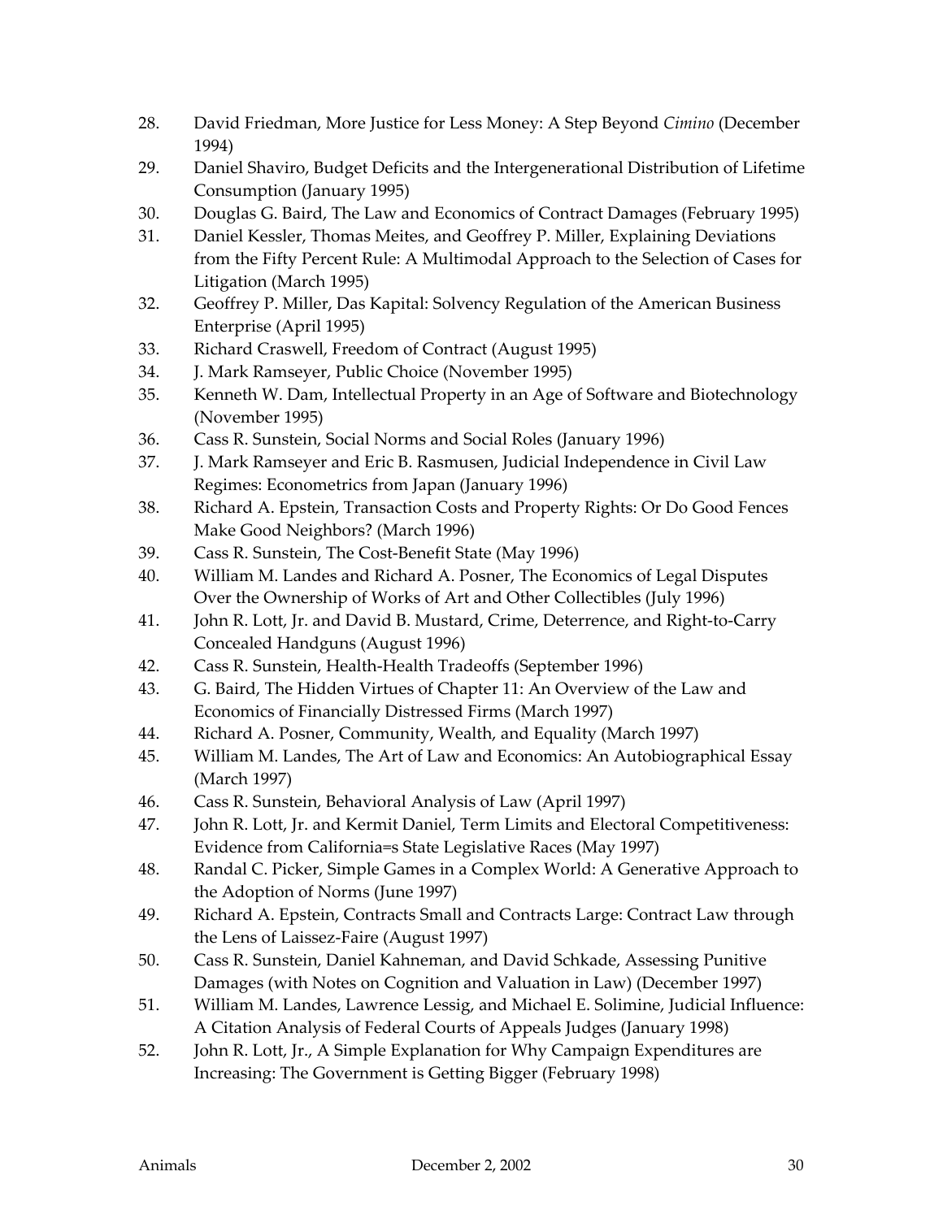28. David Friedman, More Justice for Less Money: A Step Beyond *Cimino* (December 1994)
29. Daniel Shaviro, Budget Deficits and the Intergenerational Distribution of Lifetime Consumption (January 1995)
30. Douglas G. Baird, The Law and Economics of Contract Damages (February 1995)
31. Daniel Kessler, Thomas Meites, and Geoffrey P. Miller, Explaining Deviations from the Fifty Percent Rule: A Multimodal Approach to the Selection of Cases for Litigation (March 1995)
32. Geoffrey P. Miller, Das Kapital: Solvency Regulation of the American Business Enterprise (April 1995)
33. Richard Craswell, Freedom of Contract (August 1995)
34. J. Mark Ramseyer, Public Choice (November 1995)
35. Kenneth W. Dam, Intellectual Property in an Age of Software and Biotechnology (November 1995)
36. Cass R. Sunstein, Social Norms and Social Roles (January 1996)
37. J. Mark Ramseyer and Eric B. Rasmusen, Judicial Independence in Civil Law Regimes: Econometrics from Japan (January 1996)
38. Richard A. Epstein, Transaction Costs and Property Rights: Or Do Good Fences Make Good Neighbors? (March 1996)
39. Cass R. Sunstein, The Cost-Benefit State (May 1996)
40. William M. Landes and Richard A. Posner, The Economics of Legal Disputes Over the Ownership of Works of Art and Other Collectibles (July 1996)
41. John R. Lott, Jr. and David B. Mustard, Crime, Deterrence, and Right-to-Carry Concealed Handguns (August 1996)
42. Cass R. Sunstein, Health-Health Tradeoffs (September 1996)
43. G. Baird, The Hidden Virtues of Chapter 11: An Overview of the Law and Economics of Financially Distressed Firms (March 1997)
44. Richard A. Posner, Community, Wealth, and Equality (March 1997)
45. William M. Landes, The Art of Law and Economics: An Autobiographical Essay (March 1997)
46. Cass R. Sunstein, Behavioral Analysis of Law (April 1997)
47. John R. Lott, Jr. and Kermit Daniel, Term Limits and Electoral Competitiveness: Evidence from California=s State Legislative Races (May 1997)
48. Randal C. Picker, Simple Games in a Complex World: A Generative Approach to the Adoption of Norms (June 1997)
49. Richard A. Epstein, Contracts Small and Contracts Large: Contract Law through the Lens of Laissez-Faire (August 1997)
50. Cass R. Sunstein, Daniel Kahneman, and David Schkade, Assessing Punitive Damages (with Notes on Cognition and Valuation in Law) (December 1997)
51. William M. Landes, Lawrence Lessig, and Michael E. Solimine, Judicial Influence: A Citation Analysis of Federal Courts of Appeals Judges (January 1998)
52. John R. Lott, Jr., A Simple Explanation for Why Campaign Expenditures are Increasing: The Government is Getting Bigger (February 1998)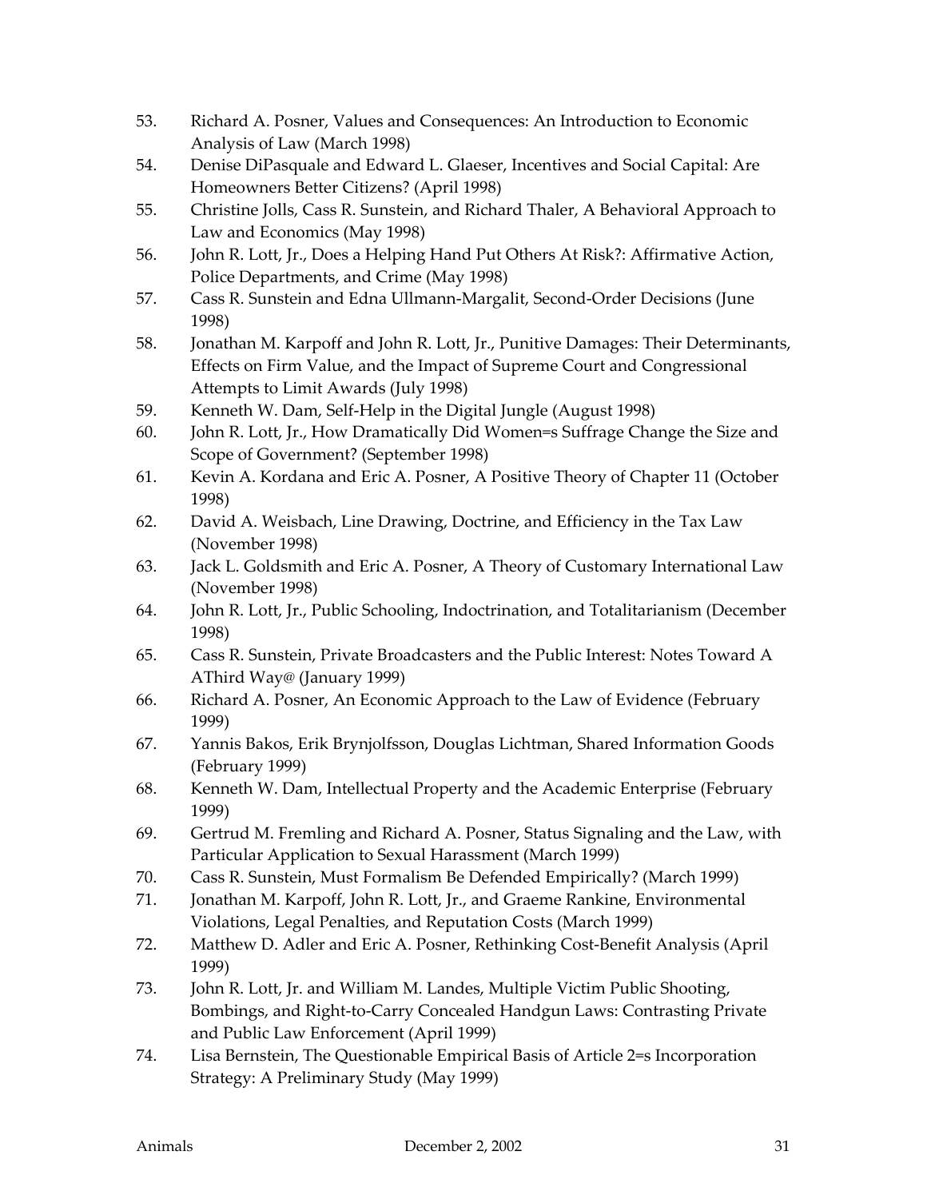53. Richard A. Posner, Values and Consequences: An Introduction to Economic Analysis of Law (March 1998)
54. Denise DiPasquale and Edward L. Glaeser, Incentives and Social Capital: Are Homeowners Better Citizens? (April 1998)
55. Christine Jolls, Cass R. Sunstein, and Richard Thaler, A Behavioral Approach to Law and Economics (May 1998)
56. John R. Lott, Jr., Does a Helping Hand Put Others At Risk?: Affirmative Action, Police Departments, and Crime (May 1998)
57. Cass R. Sunstein and Edna Ullmann-Margalit, Second-Order Decisions (June 1998)
58. Jonathan M. Karpoff and John R. Lott, Jr., Punitive Damages: Their Determinants, Effects on Firm Value, and the Impact of Supreme Court and Congressional Attempts to Limit Awards (July 1998)
59. Kenneth W. Dam, Self-Help in the Digital Jungle (August 1998)
60. John R. Lott, Jr., How Dramatically Did Women=s Suffrage Change the Size and Scope of Government? (September 1998)
61. Kevin A. Kordana and Eric A. Posner, A Positive Theory of Chapter 11 (October 1998)
62. David A. Weisbach, Line Drawing, Doctrine, and Efficiency in the Tax Law (November 1998)
63. Jack L. Goldsmith and Eric A. Posner, A Theory of Customary International Law (November 1998)
64. John R. Lott, Jr., Public Schooling, Indoctrination, and Totalitarianism (December 1998)
65. Cass R. Sunstein, Private Broadcasters and the Public Interest: Notes Toward A AThird Way@ (January 1999)
66. Richard A. Posner, An Economic Approach to the Law of Evidence (February 1999)
67. Yannis Bakos, Erik Brynjolfsson, Douglas Lichtman, Shared Information Goods (February 1999)
68. Kenneth W. Dam, Intellectual Property and the Academic Enterprise (February 1999)
69. Gertrud M. Fremling and Richard A. Posner, Status Signaling and the Law, with Particular Application to Sexual Harassment (March 1999)
70. Cass R. Sunstein, Must Formalism Be Defended Empirically? (March 1999)
71. Jonathan M. Karpoff, John R. Lott, Jr., and Graeme Rankine, Environmental Violations, Legal Penalties, and Reputation Costs (March 1999)
72. Matthew D. Adler and Eric A. Posner, Rethinking Cost-Benefit Analysis (April 1999)
73. John R. Lott, Jr. and William M. Landes, Multiple Victim Public Shooting, Bombings, and Right-to-Carry Concealed Handgun Laws: Contrasting Private and Public Law Enforcement (April 1999)
74. Lisa Bernstein, The Questionable Empirical Basis of Article 2=s Incorporation Strategy: A Preliminary Study (May 1999)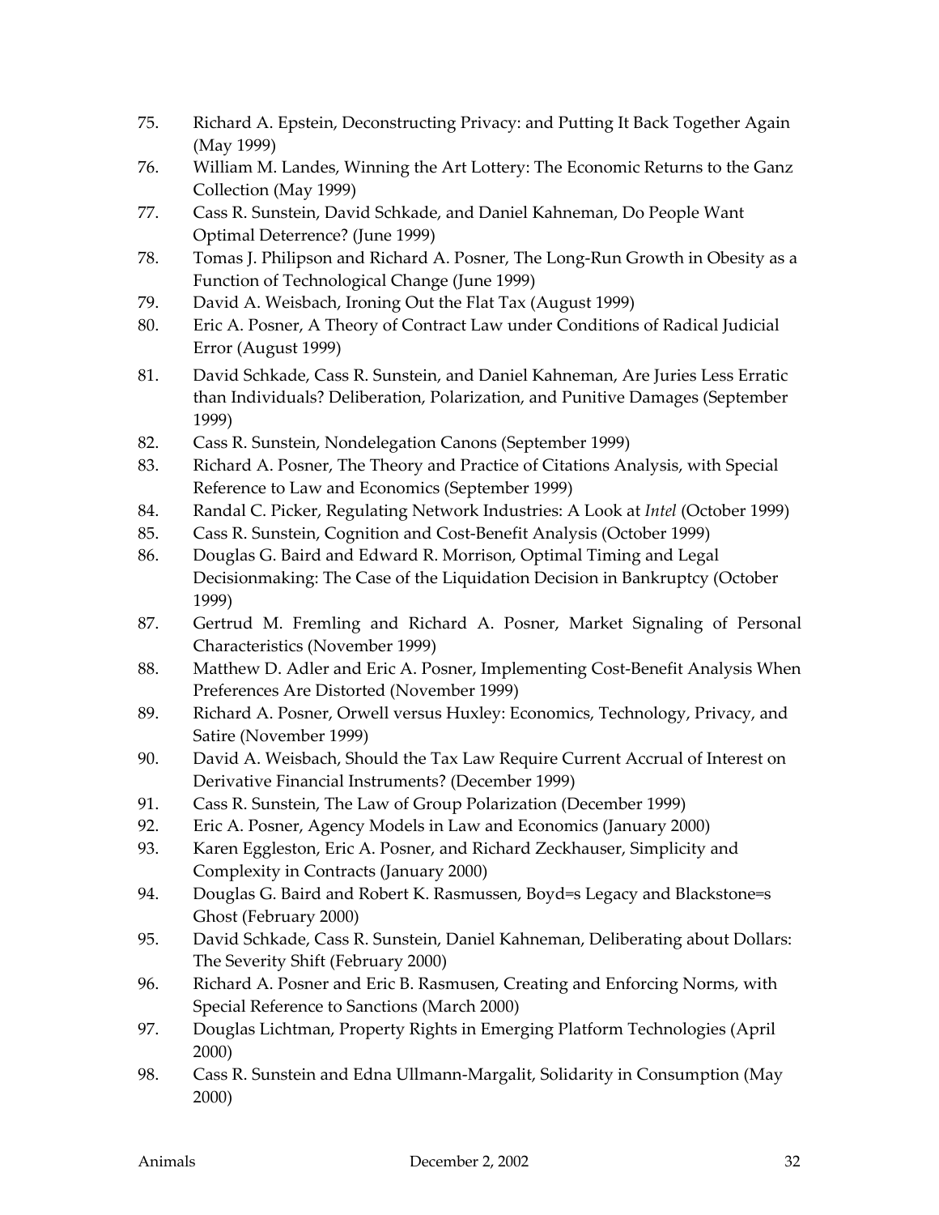75. Richard A. Epstein, Deconstructing Privacy: and Putting It Back Together Again (May 1999)
76. William M. Landes, Winning the Art Lottery: The Economic Returns to the Ganz Collection (May 1999)
77. Cass R. Sunstein, David Schkade, and Daniel Kahneman, Do People Want Optimal Deterrence? (June 1999)
78. Tomas J. Philipson and Richard A. Posner, The Long-Run Growth in Obesity as a Function of Technological Change (June 1999)
79. David A. Weisbach, Ironing Out the Flat Tax (August 1999)
80. Eric A. Posner, A Theory of Contract Law under Conditions of Radical Judicial Error (August 1999)
81. David Schkade, Cass R. Sunstein, and Daniel Kahneman, Are Juries Less Erratic than Individuals? Deliberation, Polarization, and Punitive Damages (September 1999)
82. Cass R. Sunstein, Nondelegation Canons (September 1999)
83. Richard A. Posner, The Theory and Practice of Citations Analysis, with Special Reference to Law and Economics (September 1999)
84. Randal C. Picker, Regulating Network Industries: A Look at *Intel* (October 1999)
85. Cass R. Sunstein, Cognition and Cost-Benefit Analysis (October 1999)
86. Douglas G. Baird and Edward R. Morrison, Optimal Timing and Legal Decisionmaking: The Case of the Liquidation Decision in Bankruptcy (October 1999)
87. Gertrud M. Fremling and Richard A. Posner, Market Signaling of Personal Characteristics (November 1999)
88. Matthew D. Adler and Eric A. Posner, Implementing Cost-Benefit Analysis When Preferences Are Distorted (November 1999)
89. Richard A. Posner, Orwell versus Huxley: Economics, Technology, Privacy, and Satire (November 1999)
90. David A. Weisbach, Should the Tax Law Require Current Accrual of Interest on Derivative Financial Instruments? (December 1999)
91. Cass R. Sunstein, The Law of Group Polarization (December 1999)
92. Eric A. Posner, Agency Models in Law and Economics (January 2000)
93. Karen Eggleston, Eric A. Posner, and Richard Zeckhauser, Simplicity and Complexity in Contracts (January 2000)
94. Douglas G. Baird and Robert K. Rasmussen, Boyd=s Legacy and Blackstone=s Ghost (February 2000)
95. David Schkade, Cass R. Sunstein, Daniel Kahneman, Deliberating about Dollars: The Severity Shift (February 2000)
96. Richard A. Posner and Eric B. Rasmusen, Creating and Enforcing Norms, with Special Reference to Sanctions (March 2000)
97. Douglas Lichtman, Property Rights in Emerging Platform Technologies (April 2000)
98. Cass R. Sunstein and Edna Ullmann-Margalit, Solidarity in Consumption (May 2000)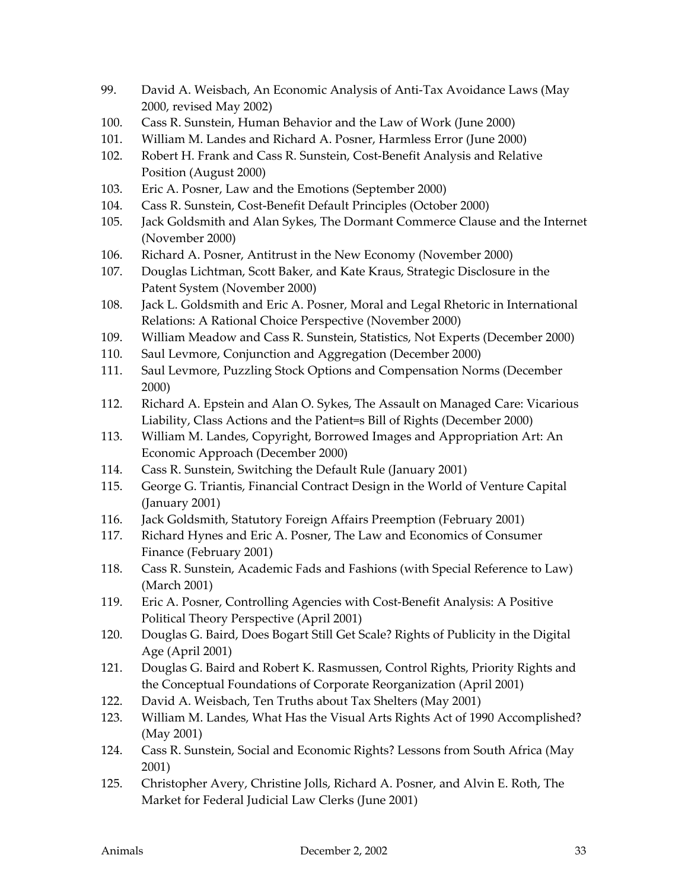99. David A. Weisbach, An Economic Analysis of Anti-Tax Avoidance Laws (May 2000, revised May 2002)
100. Cass R. Sunstein, Human Behavior and the Law of Work (June 2000)
101. William M. Landes and Richard A. Posner, Harmless Error (June 2000)
102. Robert H. Frank and Cass R. Sunstein, Cost-Benefit Analysis and Relative Position (August 2000)
103. Eric A. Posner, Law and the Emotions (September 2000)
104. Cass R. Sunstein, Cost-Benefit Default Principles (October 2000)
105. Jack Goldsmith and Alan Sykes, The Dormant Commerce Clause and the Internet (November 2000)
106. Richard A. Posner, Antitrust in the New Economy (November 2000)
107. Douglas Lichtman, Scott Baker, and Kate Kraus, Strategic Disclosure in the Patent System (November 2000)
108. Jack L. Goldsmith and Eric A. Posner, Moral and Legal Rhetoric in International Relations: A Rational Choice Perspective (November 2000)
109. William Meadow and Cass R. Sunstein, Statistics, Not Experts (December 2000)
110. Saul Levmore, Conjunction and Aggregation (December 2000)
111. Saul Levmore, Puzzling Stock Options and Compensation Norms (December 2000)
112. Richard A. Epstein and Alan O. Sykes, The Assault on Managed Care: Vicarious Liability, Class Actions and the Patient=s Bill of Rights (December 2000)
113. William M. Landes, Copyright, Borrowed Images and Appropriation Art: An Economic Approach (December 2000)
114. Cass R. Sunstein, Switching the Default Rule (January 2001)
115. George G. Triantis, Financial Contract Design in the World of Venture Capital (January 2001)
116. Jack Goldsmith, Statutory Foreign Affairs Preemption (February 2001)
117. Richard Hynes and Eric A. Posner, The Law and Economics of Consumer Finance (February 2001)
118. Cass R. Sunstein, Academic Fads and Fashions (with Special Reference to Law) (March 2001)
119. Eric A. Posner, Controlling Agencies with Cost-Benefit Analysis: A Positive Political Theory Perspective (April 2001)
120. Douglas G. Baird, Does Bogart Still Get Scale? Rights of Publicity in the Digital Age (April 2001)
121. Douglas G. Baird and Robert K. Rasmussen, Control Rights, Priority Rights and the Conceptual Foundations of Corporate Reorganization (April 2001)
122. David A. Weisbach, Ten Truths about Tax Shelters (May 2001)
123. William M. Landes, What Has the Visual Arts Rights Act of 1990 Accomplished? (May 2001)
124. Cass R. Sunstein, Social and Economic Rights? Lessons from South Africa (May 2001)
125. Christopher Avery, Christine Jolls, Richard A. Posner, and Alvin E. Roth, The Market for Federal Judicial Law Clerks (June 2001)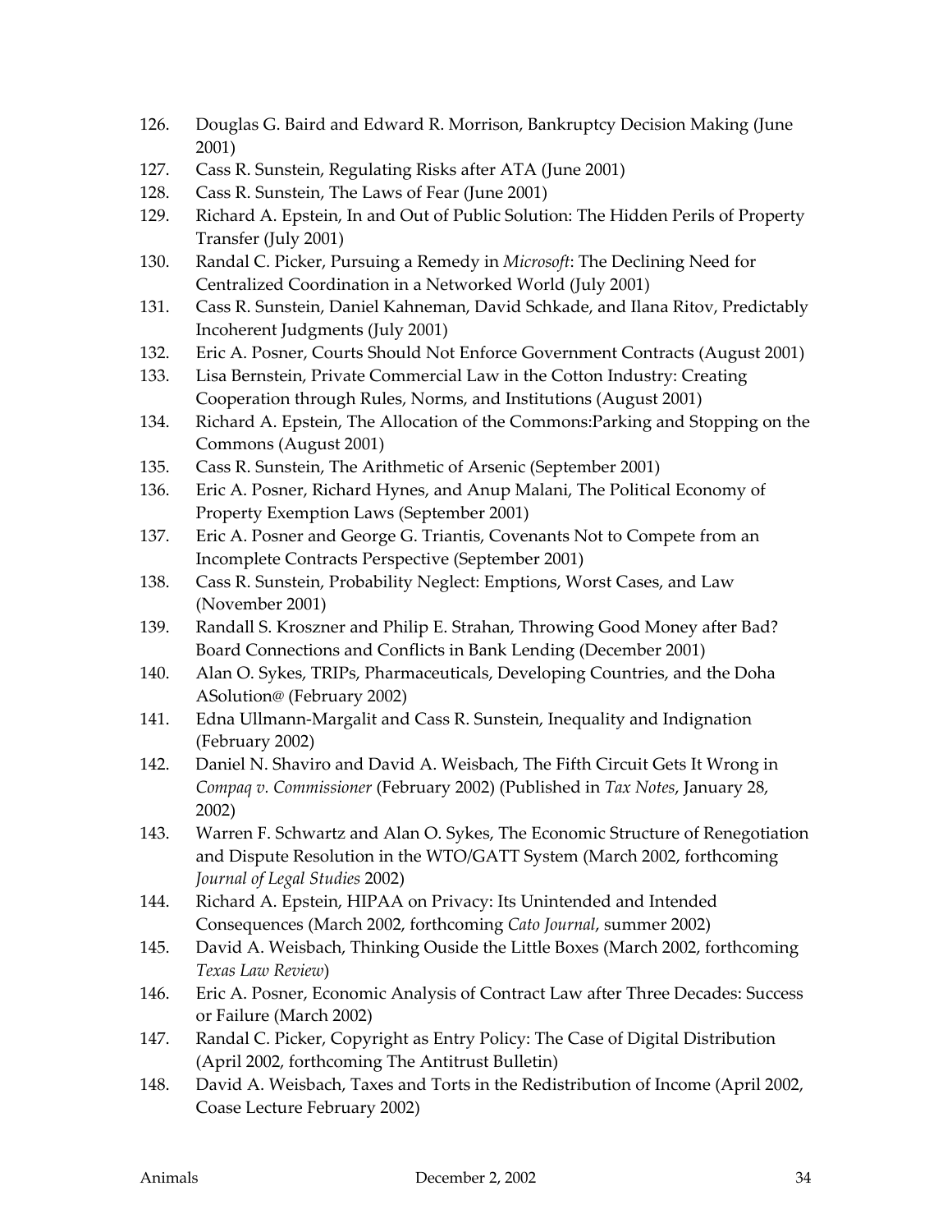126. Douglas G. Baird and Edward R. Morrison, Bankruptcy Decision Making (June 2001)
127. Cass R. Sunstein, Regulating Risks after ATA (June 2001)
128. Cass R. Sunstein, The Laws of Fear (June 2001)
129. Richard A. Epstein, In and Out of Public Solution: The Hidden Perils of Property Transfer (July 2001)
130. Randal C. Picker, Pursuing a Remedy in *Microsoft*: The Declining Need for Centralized Coordination in a Networked World (July 2001)
131. Cass R. Sunstein, Daniel Kahneman, David Schkade, and Ilana Ritov, Predictably Incoherent Judgments (July 2001)
132. Eric A. Posner, Courts Should Not Enforce Government Contracts (August 2001)
133. Lisa Bernstein, Private Commercial Law in the Cotton Industry: Creating Cooperation through Rules, Norms, and Institutions (August 2001)
134. Richard A. Epstein, The Allocation of the Commons:Parking and Stopping on the Commons (August 2001)
135. Cass R. Sunstein, The Arithmetic of Arsenic (September 2001)
136. Eric A. Posner, Richard Hynes, and Anup Malani, The Political Economy of Property Exemption Laws (September 2001)
137. Eric A. Posner and George G. Triantis, Covenants Not to Compete from an Incomplete Contracts Perspective (September 2001)
138. Cass R. Sunstein, Probability Neglect: Emptions, Worst Cases, and Law (November 2001)
139. Randall S. Kroszner and Philip E. Strahan, Throwing Good Money after Bad? Board Connections and Conflicts in Bank Lending (December 2001)
140. Alan O. Sykes, TRIPs, Pharmaceuticals, Developing Countries, and the Doha ASolution@ (February 2002)
141. Edna Ullmann-Margalit and Cass R. Sunstein, Inequality and Indignation (February 2002)
142. Daniel N. Shaviro and David A. Weisbach, The Fifth Circuit Gets It Wrong in *Compaq v. Commissioner* (February 2002) (Published in *Tax Notes*, January 28, 2002)
143. Warren F. Schwartz and Alan O. Sykes, The Economic Structure of Renegotiation and Dispute Resolution in the WTO/GATT System (March 2002, forthcoming *Journal of Legal Studies* 2002)
144. Richard A. Epstein, HIPAA on Privacy: Its Unintended and Intended Consequences (March 2002, forthcoming *Cato Journal*, summer 2002)
145. David A. Weisbach, Thinking Ouside the Little Boxes (March 2002, forthcoming *Texas Law Review*)
146. Eric A. Posner, Economic Analysis of Contract Law after Three Decades: Success or Failure (March 2002)
147. Randal C. Picker, Copyright as Entry Policy: The Case of Digital Distribution (April 2002, forthcoming The Antitrust Bulletin)
148. David A. Weisbach, Taxes and Torts in the Redistribution of Income (April 2002, Coase Lecture February 2002)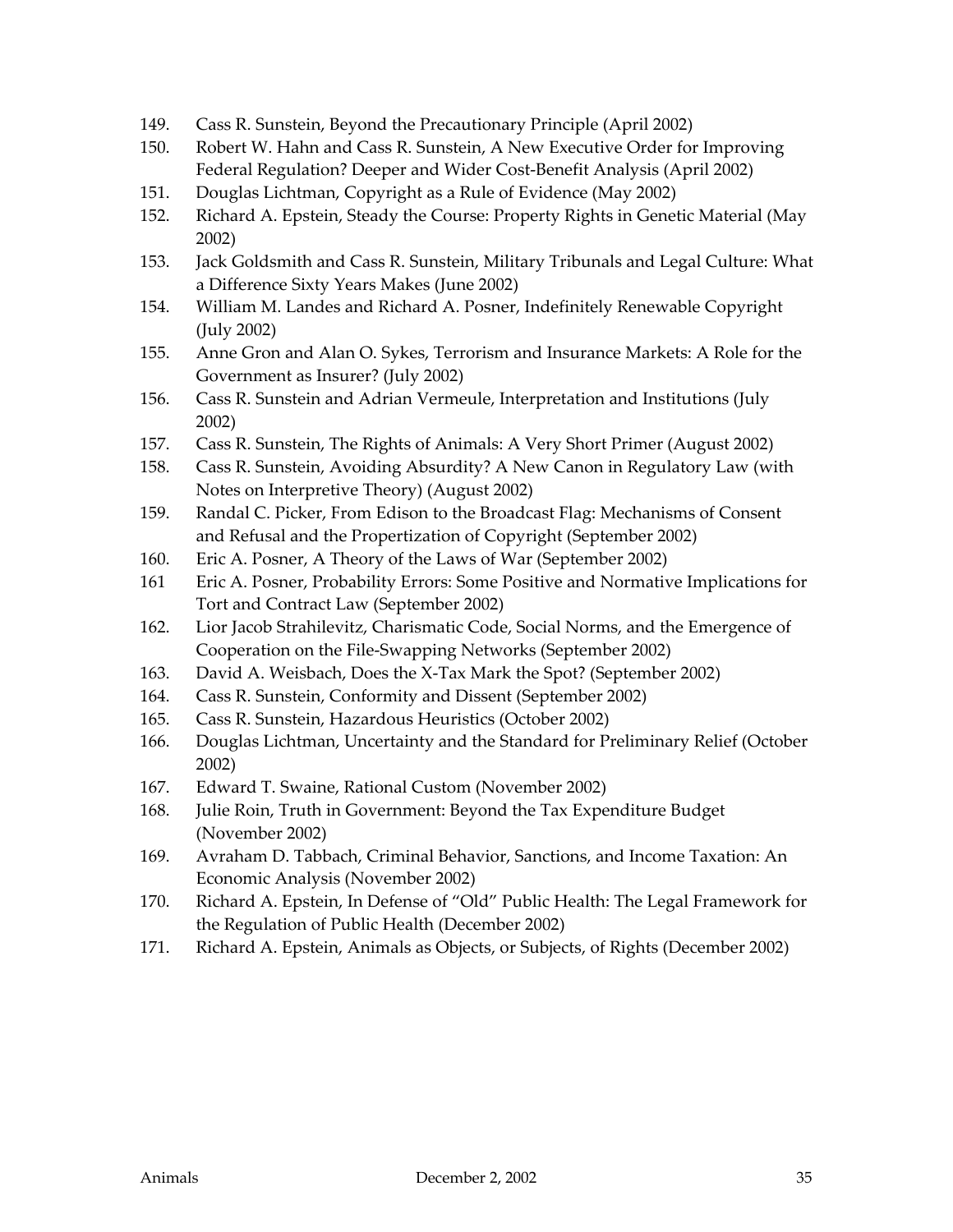149. Cass R. Sunstein, Beyond the Precautionary Principle (April 2002)
150. Robert W. Hahn and Cass R. Sunstein, A New Executive Order for Improving Federal Regulation? Deeper and Wider Cost-Benefit Analysis (April 2002)
151. Douglas Lichtman, Copyright as a Rule of Evidence (May 2002)
152. Richard A. Epstein, Steady the Course: Property Rights in Genetic Material (May 2002)
153. Jack Goldsmith and Cass R. Sunstein, Military Tribunals and Legal Culture: What a Difference Sixty Years Makes (June 2002)
154. William M. Landes and Richard A. Posner, Indefinitely Renewable Copyright (July 2002)
155. Anne Gron and Alan O. Sykes, Terrorism and Insurance Markets: A Role for the Government as Insurer? (July 2002)
156. Cass R. Sunstein and Adrian Vermeule, Interpretation and Institutions (July 2002)
157. Cass R. Sunstein, The Rights of Animals: A Very Short Primer (August 2002)
158. Cass R. Sunstein, Avoiding Absurdity? A New Canon in Regulatory Law (with Notes on Interpretive Theory) (August 2002)
159. Randal C. Picker, From Edison to the Broadcast Flag: Mechanisms of Consent and Refusal and the Propertization of Copyright (September 2002)
160. Eric A. Posner, A Theory of the Laws of War (September 2002)
161 Eric A. Posner, Probability Errors: Some Positive and Normative Implications for Tort and Contract Law (September 2002)
162. Lior Jacob Strahilevitz, Charismatic Code, Social Norms, and the Emergence of Cooperation on the File-Swapping Networks (September 2002)
163. David A. Weisbach, Does the X-Tax Mark the Spot? (September 2002)
164. Cass R. Sunstein, Conformity and Dissent (September 2002)
165. Cass R. Sunstein, Hazardous Heuristics (October 2002)
166. Douglas Lichtman, Uncertainty and the Standard for Preliminary Relief (October 2002)
167. Edward T. Swaine, Rational Custom (November 2002)
168. Julie Roin, Truth in Government: Beyond the Tax Expenditure Budget (November 2002)
169. Avraham D. Tabbach, Criminal Behavior, Sanctions, and Income Taxation: An Economic Analysis (November 2002)
170. Richard A. Epstein, In Defense of "Old" Public Health: The Legal Framework for the Regulation of Public Health (December 2002)
171. Richard A. Epstein, Animals as Objects, or Subjects, of Rights (December 2002)